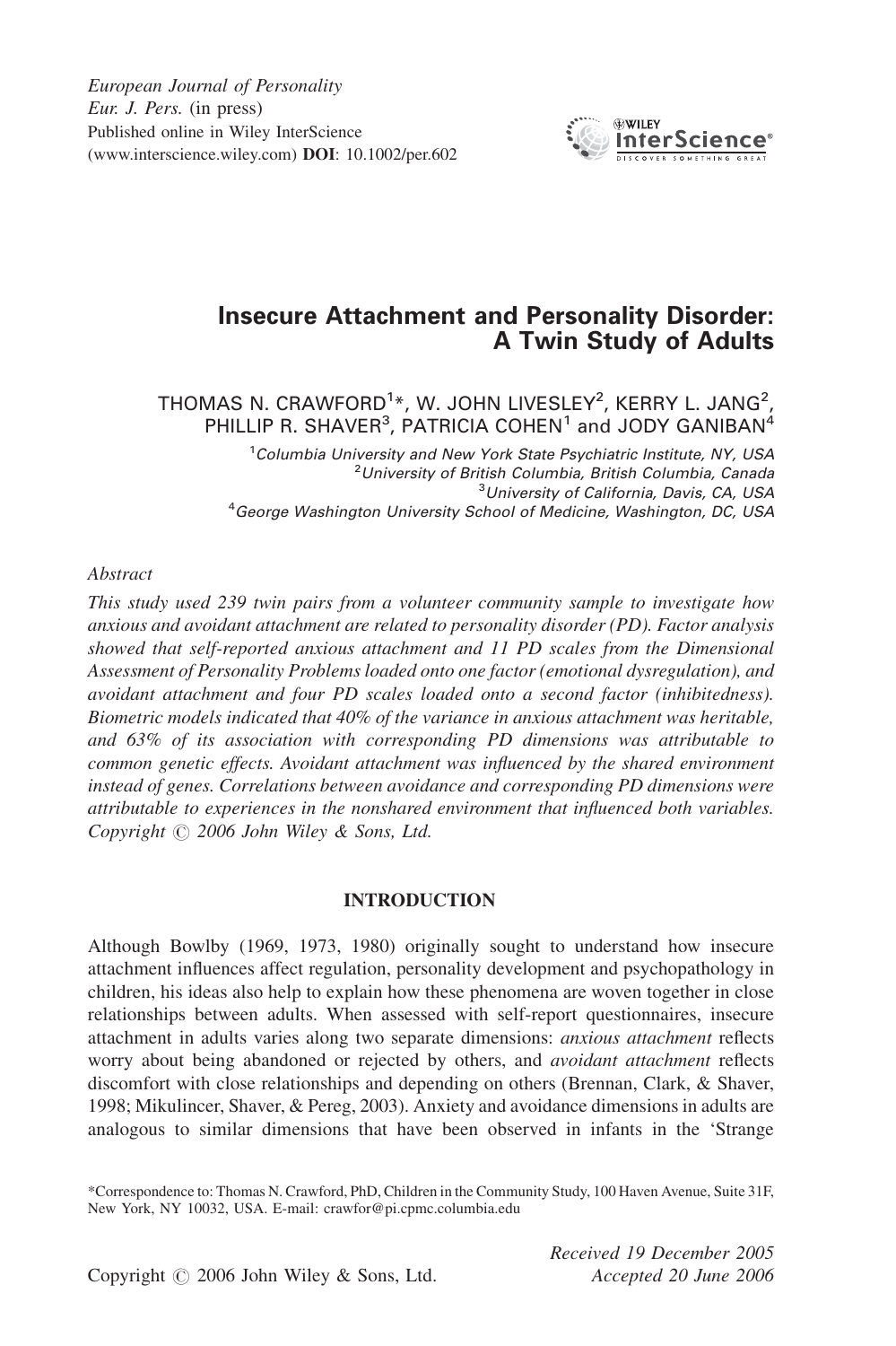# Insecure Attachment and Personality Disorder: A Twin Study of Adults

THOMAS N. CRAWFORD[1]*, W. JOHN LIVESLEY[2], KERRY L. JANG[2], PHILLIP R. SHAVER[3], PATRICIA COHEN[1] and JODY GANIBAN[4]

[1]*Columbia University and New York State Psychiatric Institute, NY, USA*
[2]*University of British Columbia, British Columbia, Canada*
[3]*University of California, Davis, CA, USA*
[4]*George Washington University School of Medicine, Washington, DC, USA*

*Abstract*

*This study used 239 twin pairs from a volunteer community sample to investigate how anxious and avoidant attachment are related to personality disorder (PD). Factor analysis showed that self-reported anxious attachment and 11 PD scales from the Dimensional Assessment of Personality Problems loaded onto one factor (emotional dysregulation), and avoidant attachment and four PD scales loaded onto a second factor (inhibitedness). Biometric models indicated that 40% of the variance in anxious attachment was heritable, and 63% of its association with corresponding PD dimensions was attributable to common genetic effects. Avoidant attachment was influenced by the shared environment instead of genes. Correlations between avoidance and corresponding PD dimensions were attributable to experiences in the nonshared environment that influenced both variables. Copyright © 2006 John Wiley & Sons, Ltd.*

## INTRODUCTION

Although Bowlby (1969, 1973, 1980) originally sought to understand how insecure attachment influences affect regulation, personality development and psychopathology in children, his ideas also help to explain how these phenomena are woven together in close relationships between adults. When assessed with self-report questionnaires, insecure attachment in adults varies along two separate dimensions: *anxious attachment* reflects worry about being abandoned or rejected by others, and *avoidant attachment* reflects discomfort with close relationships and depending on others (Brennan, Clark, & Shaver, 1998; Mikulincer, Shaver, & Pereg, 2003). Anxiety and avoidance dimensions in adults are analogous to similar dimensions that have been observed in infants in the 'Strange

*Correspondence to: Thomas N. Crawford, PhD, Children in the Community Study, 100 Haven Avenue, Suite 31F, New York, NY 10032, USA. E-mail: crawfor@pi.cpmc.columbia.edu

Copyright © 2006 John Wiley & Sons, Ltd.

*Received 19 December 2005*
*Accepted 20 June 2006*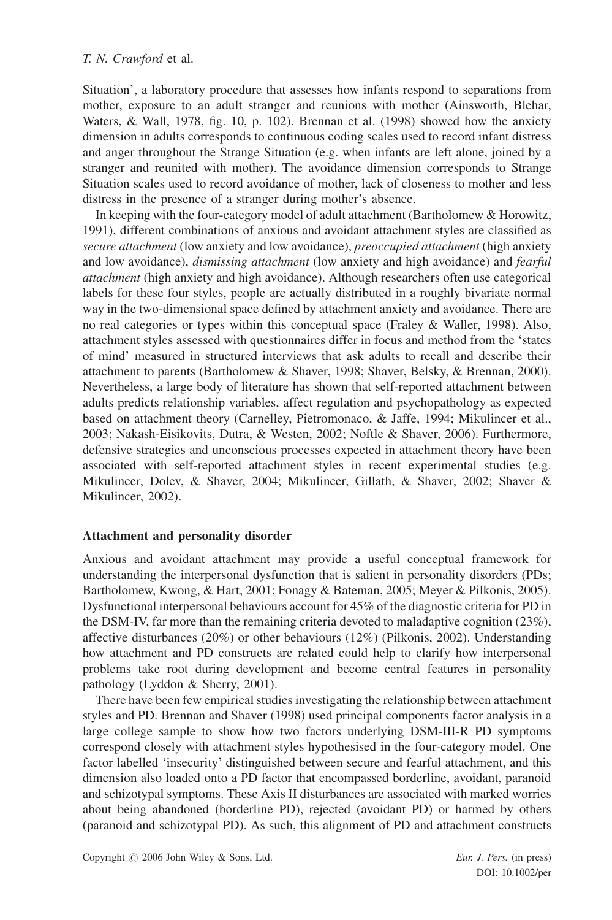Situation', a laboratory procedure that assesses how infants respond to separations from mother, exposure to an adult stranger and reunions with mother (Ainsworth, Blehar, Waters, & Wall, 1978, fig. 10, p. 102). Brennan et al. (1998) showed how the anxiety dimension in adults corresponds to continuous coding scales used to record infant distress and anger throughout the Strange Situation (e.g. when infants are left alone, joined by a stranger and reunited with mother). The avoidance dimension corresponds to Strange Situation scales used to record avoidance of mother, lack of closeness to mother and less distress in the presence of a stranger during mother's absence.

In keeping with the four-category model of adult attachment (Bartholomew & Horowitz, 1991), different combinations of anxious and avoidant attachment styles are classified as *secure attachment* (low anxiety and low avoidance), *preoccupied attachment* (high anxiety and low avoidance), *dismissing attachment* (low anxiety and high avoidance) and *fearful attachment* (high anxiety and high avoidance). Although researchers often use categorical labels for these four styles, people are actually distributed in a roughly bivariate normal way in the two-dimensional space defined by attachment anxiety and avoidance. There are no real categories or types within this conceptual space (Fraley & Waller, 1998). Also, attachment styles assessed with questionnaires differ in focus and method from the 'states of mind' measured in structured interviews that ask adults to recall and describe their attachment to parents (Bartholomew & Shaver, 1998; Shaver, Belsky, & Brennan, 2000). Nevertheless, a large body of literature has shown that self-reported attachment between adults predicts relationship variables, affect regulation and psychopathology as expected based on attachment theory (Carnelley, Pietromonaco, & Jaffe, 1994; Mikulincer et al., 2003; Nakash-Eisikovits, Dutra, & Westen, 2002; Noftle & Shaver, 2006). Furthermore, defensive strategies and unconscious processes expected in attachment theory have been associated with self-reported attachment styles in recent experimental studies (e.g. Mikulincer, Dolev, & Shaver, 2004; Mikulincer, Gillath, & Shaver, 2002; Shaver & Mikulincer, 2002).

## Attachment and personality disorder

Anxious and avoidant attachment may provide a useful conceptual framework for understanding the interpersonal dysfunction that is salient in personality disorders (PDs; Bartholomew, Kwong, & Hart, 2001; Fonagy & Bateman, 2005; Meyer & Pilkonis, 2005). Dysfunctional interpersonal behaviours account for 45% of the diagnostic criteria for PD in the DSM-IV, far more than the remaining criteria devoted to maladaptive cognition (23%), affective disturbances (20%) or other behaviours (12%) (Pilkonis, 2002). Understanding how attachment and PD constructs are related could help to clarify how interpersonal problems take root during development and become central features in personality pathology (Lyddon & Sherry, 2001).

There have been few empirical studies investigating the relationship between attachment styles and PD. Brennan and Shaver (1998) used principal components factor analysis in a large college sample to show how two factors underlying DSM-III-R PD symptoms correspond closely with attachment styles hypothesised in the four-category model. One factor labelled 'insecurity' distinguished between secure and fearful attachment, and this dimension also loaded onto a PD factor that encompassed borderline, avoidant, paranoid and schizotypal symptoms. These Axis II disturbances are associated with marked worries about being abandoned (borderline PD), rejected (avoidant PD) or harmed by others (paranoid and schizotypal PD). As such, this alignment of PD and attachment constructs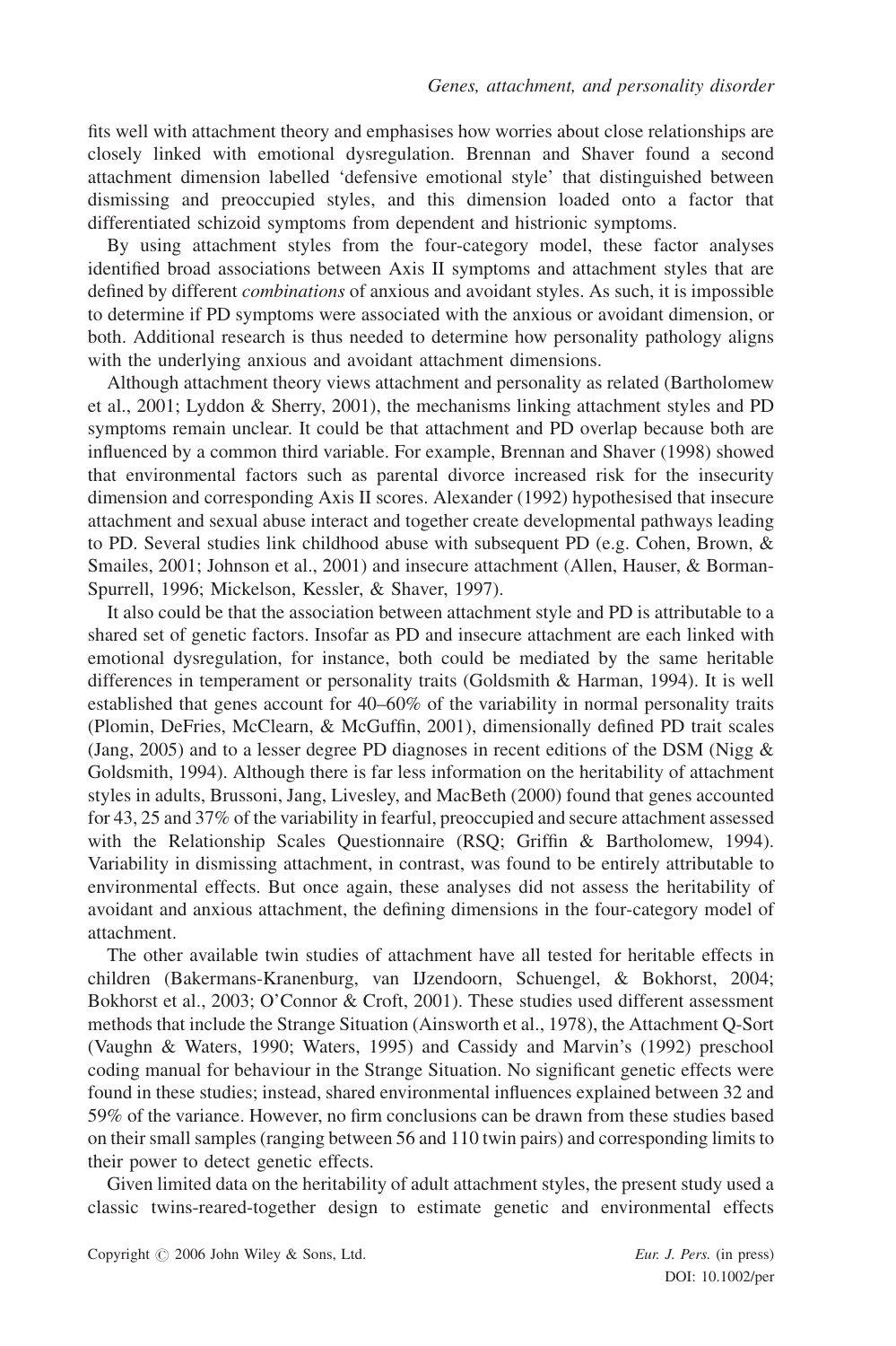fits well with attachment theory and emphasises how worries about close relationships are closely linked with emotional dysregulation. Brennan and Shaver found a second attachment dimension labelled 'defensive emotional style' that distinguished between dismissing and preoccupied styles, and this dimension loaded onto a factor that differentiated schizoid symptoms from dependent and histrionic symptoms.

By using attachment styles from the four-category model, these factor analyses identified broad associations between Axis II symptoms and attachment styles that are defined by different *combinations* of anxious and avoidant styles. As such, it is impossible to determine if PD symptoms were associated with the anxious or avoidant dimension, or both. Additional research is thus needed to determine how personality pathology aligns with the underlying anxious and avoidant attachment dimensions.

Although attachment theory views attachment and personality as related (Bartholomew et al., 2001; Lyddon & Sherry, 2001), the mechanisms linking attachment styles and PD symptoms remain unclear. It could be that attachment and PD overlap because both are influenced by a common third variable. For example, Brennan and Shaver (1998) showed that environmental factors such as parental divorce increased risk for the insecurity dimension and corresponding Axis II scores. Alexander (1992) hypothesised that insecure attachment and sexual abuse interact and together create developmental pathways leading to PD. Several studies link childhood abuse with subsequent PD (e.g. Cohen, Brown, & Smailes, 2001; Johnson et al., 2001) and insecure attachment (Allen, Hauser, & Borman-Spurrell, 1996; Mickelson, Kessler, & Shaver, 1997).

It also could be that the association between attachment style and PD is attributable to a shared set of genetic factors. Insofar as PD and insecure attachment are each linked with emotional dysregulation, for instance, both could be mediated by the same heritable differences in temperament or personality traits (Goldsmith & Harman, 1994). It is well established that genes account for 40–60% of the variability in normal personality traits (Plomin, DeFries, McClearn, & McGuffin, 2001), dimensionally defined PD trait scales (Jang, 2005) and to a lesser degree PD diagnoses in recent editions of the DSM (Nigg & Goldsmith, 1994). Although there is far less information on the heritability of attachment styles in adults, Brussoni, Jang, Livesley, and MacBeth (2000) found that genes accounted for 43, 25 and 37% of the variability in fearful, preoccupied and secure attachment assessed with the Relationship Scales Questionnaire (RSQ; Griffin & Bartholomew, 1994). Variability in dismissing attachment, in contrast, was found to be entirely attributable to environmental effects. But once again, these analyses did not assess the heritability of avoidant and anxious attachment, the defining dimensions in the four-category model of attachment.

The other available twin studies of attachment have all tested for heritable effects in children (Bakermans-Kranenburg, van IJzendoorn, Schuengel, & Bokhorst, 2004; Bokhorst et al., 2003; O'Connor & Croft, 2001). These studies used different assessment methods that include the Strange Situation (Ainsworth et al., 1978), the Attachment Q-Sort (Vaughn & Waters, 1990; Waters, 1995) and Cassidy and Marvin's (1992) preschool coding manual for behaviour in the Strange Situation. No significant genetic effects were found in these studies; instead, shared environmental influences explained between 32 and 59% of the variance. However, no firm conclusions can be drawn from these studies based on their small samples (ranging between 56 and 110 twin pairs) and corresponding limits to their power to detect genetic effects.

Given limited data on the heritability of adult attachment styles, the present study used a classic twins-reared-together design to estimate genetic and environmental effects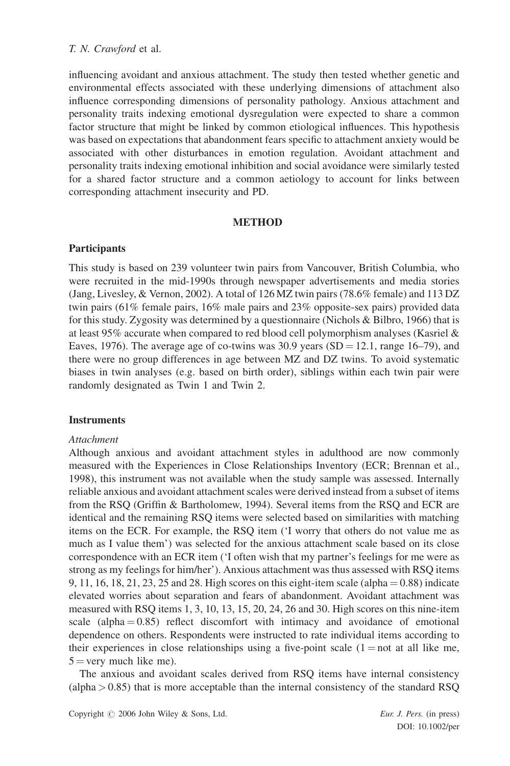influencing avoidant and anxious attachment. The study then tested whether genetic and environmental effects associated with these underlying dimensions of attachment also influence corresponding dimensions of personality pathology. Anxious attachment and personality traits indexing emotional dysregulation were expected to share a common factor structure that might be linked by common etiological influences. This hypothesis was based on expectations that abandonment fears specific to attachment anxiety would be associated with other disturbances in emotion regulation. Avoidant attachment and personality traits indexing emotional inhibition and social avoidance were similarly tested for a shared factor structure and a common aetiology to account for links between corresponding attachment insecurity and PD.

## METHOD

### Participants

This study is based on 239 volunteer twin pairs from Vancouver, British Columbia, who were recruited in the mid-1990s through newspaper advertisements and media stories (Jang, Livesley, & Vernon, 2002). A total of 126 MZ twin pairs (78.6% female) and 113 DZ twin pairs (61% female pairs, 16% male pairs and 23% opposite-sex pairs) provided data for this study. Zygosity was determined by a questionnaire (Nichols & Bilbro, 1966) that is at least 95% accurate when compared to red blood cell polymorphism analyses (Kasriel & Eaves, 1976). The average age of co-twins was 30.9 years ($SD = 12.1$, range 16–79), and there were no group differences in age between MZ and DZ twins. To avoid systematic biases in twin analyses (e.g. based on birth order), siblings within each twin pair were randomly designated as Twin 1 and Twin 2.

### Instruments

#### *Attachment*

Although anxious and avoidant attachment styles in adulthood are now commonly measured with the Experiences in Close Relationships Inventory (ECR; Brennan et al., 1998), this instrument was not available when the study sample was assessed. Internally reliable anxious and avoidant attachment scales were derived instead from a subset of items from the RSQ (Griffin & Bartholomew, 1994). Several items from the RSQ and ECR are identical and the remaining RSQ items were selected based on similarities with matching items on the ECR. For example, the RSQ item ('I worry that others do not value me as much as I value them') was selected for the anxious attachment scale based on its close correspondence with an ECR item ('I often wish that my partner's feelings for me were as strong as my feelings for him/her'). Anxious attachment was thus assessed with RSQ items 9, 11, 16, 18, 21, 23, 25 and 28. High scores on this eight-item scale ($alpha = 0.88$) indicate elevated worries about separation and fears of abandonment. Avoidant attachment was measured with RSQ items 1, 3, 10, 13, 15, 20, 24, 26 and 30. High scores on this nine-item scale ($alpha = 0.85$) reflect discomfort with intimacy and avoidance of emotional dependence on others. Respondents were instructed to rate individual items according to their experiences in close relationships using a five-point scale (1 = not at all like me, 5 = very much like me).

The anxious and avoidant scales derived from RSQ items have internal consistency ($alpha > 0.85$) that is more acceptable than the internal consistency of the standard RSQ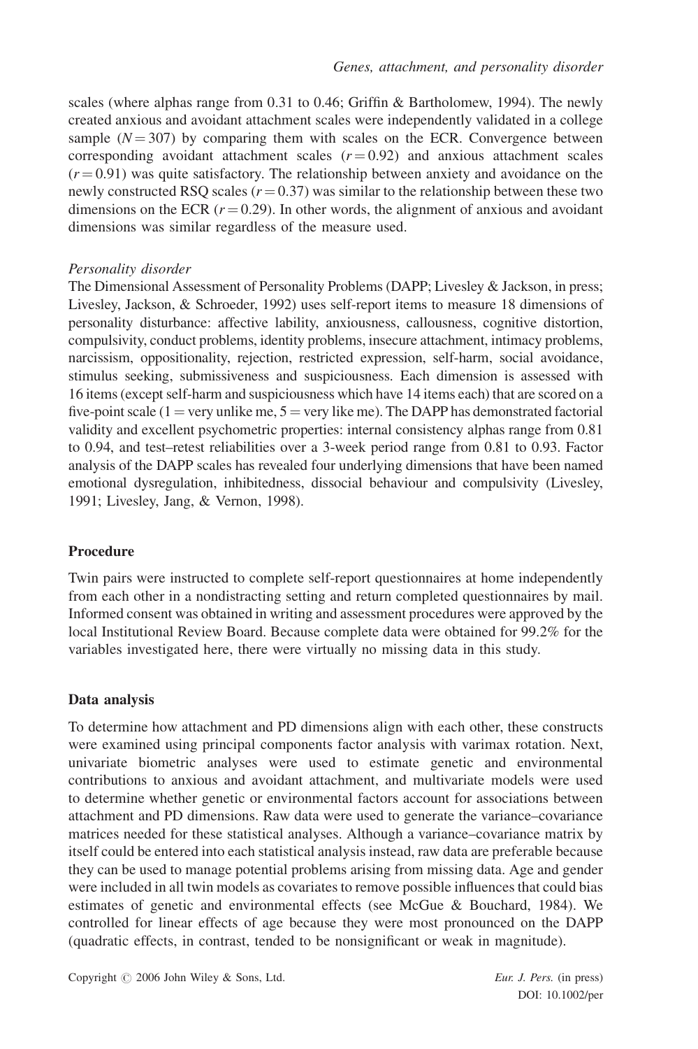scales (where alphas range from 0.31 to 0.46; Griffin & Bartholomew, 1994). The newly created anxious and avoidant attachment scales were independently validated in a college sample ($N = 307$) by comparing them with scales on the ECR. Convergence between corresponding avoidant attachment scales ($r = 0.92$) and anxious attachment scales ($r = 0.91$) was quite satisfactory. The relationship between anxiety and avoidance on the newly constructed RSQ scales ($r = 0.37$) was similar to the relationship between these two dimensions on the ECR ($r = 0.29$). In other words, the alignment of anxious and avoidant dimensions was similar regardless of the measure used.

*Personality disorder*

The Dimensional Assessment of Personality Problems (DAPP; Livesley & Jackson, in press; Livesley, Jackson, & Schroeder, 1992) uses self-report items to measure 18 dimensions of personality disturbance: affective lability, anxiousness, callousness, cognitive distortion, compulsivity, conduct problems, identity problems, insecure attachment, intimacy problems, narcissism, oppositionality, rejection, restricted expression, self-harm, social avoidance, stimulus seeking, submissiveness and suspiciousness. Each dimension is assessed with 16 items (except self-harm and suspiciousness which have 14 items each) that are scored on a five-point scale (1 = very unlike me, 5 = very like me). The DAPP has demonstrated factorial validity and excellent psychometric properties: internal consistency alphas range from 0.81 to 0.94, and test–retest reliabilities over a 3-week period range from 0.81 to 0.93. Factor analysis of the DAPP scales has revealed four underlying dimensions that have been named emotional dysregulation, inhibitedness, dissocial behaviour and compulsivity (Livesley, 1991; Livesley, Jang, & Vernon, 1998).

## Procedure

Twin pairs were instructed to complete self-report questionnaires at home independently from each other in a nondistracting setting and return completed questionnaires by mail. Informed consent was obtained in writing and assessment procedures were approved by the local Institutional Review Board. Because complete data were obtained for 99.2% for the variables investigated here, there were virtually no missing data in this study.

## Data analysis

To determine how attachment and PD dimensions align with each other, these constructs were examined using principal components factor analysis with varimax rotation. Next, univariate biometric analyses were used to estimate genetic and environmental contributions to anxious and avoidant attachment, and multivariate models were used to determine whether genetic or environmental factors account for associations between attachment and PD dimensions. Raw data were used to generate the variance–covariance matrices needed for these statistical analyses. Although a variance–covariance matrix by itself could be entered into each statistical analysis instead, raw data are preferable because they can be used to manage potential problems arising from missing data. Age and gender were included in all twin models as covariates to remove possible influences that could bias estimates of genetic and environmental effects (see McGue & Bouchard, 1984). We controlled for linear effects of age because they were most pronounced on the DAPP (quadratic effects, in contrast, tended to be nonsignificant or weak in magnitude).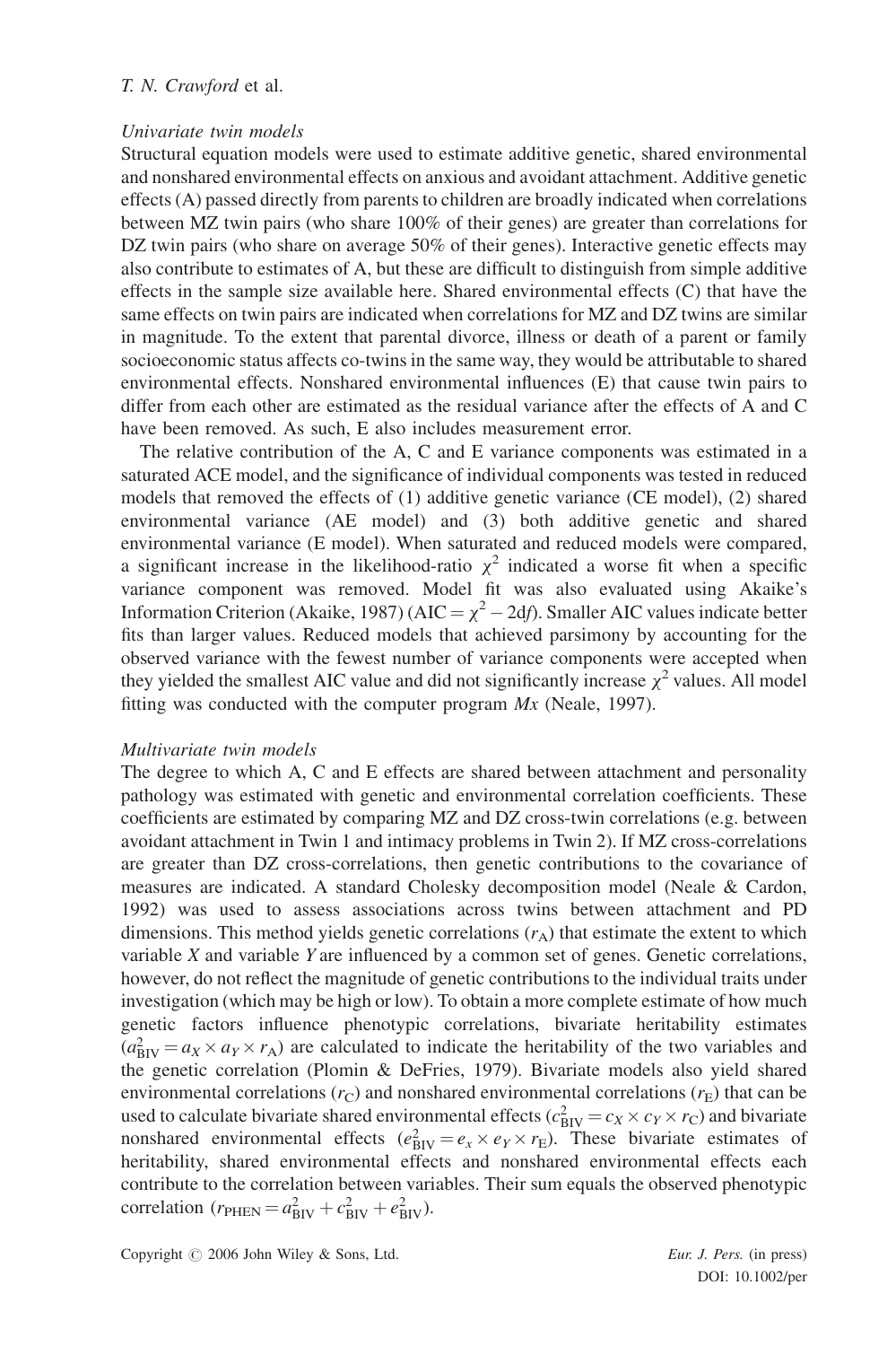### *Univariate twin models*

Structural equation models were used to estimate additive genetic, shared environmental and nonshared environmental effects on anxious and avoidant attachment. Additive genetic effects (A) passed directly from parents to children are broadly indicated when correlations between MZ twin pairs (who share 100% of their genes) are greater than correlations for DZ twin pairs (who share on average 50% of their genes). Interactive genetic effects may also contribute to estimates of A, but these are difficult to distinguish from simple additive effects in the sample size available here. Shared environmental effects (C) that have the same effects on twin pairs are indicated when correlations for MZ and DZ twins are similar in magnitude. To the extent that parental divorce, illness or death of a parent or family socioeconomic status affects co-twins in the same way, they would be attributable to shared environmental effects. Nonshared environmental influences (E) that cause twin pairs to differ from each other are estimated as the residual variance after the effects of A and C have been removed. As such, E also includes measurement error.

The relative contribution of the A, C and E variance components was estimated in a saturated ACE model, and the significance of individual components was tested in reduced models that removed the effects of (1) additive genetic variance (CE model), (2) shared environmental variance (AE model) and (3) both additive genetic and shared environmental variance (E model). When saturated and reduced models were compared, a significant increase in the likelihood-ratio $\chi^2$ indicated a worse fit when a specific variance component was removed. Model fit was also evaluated using Akaike's Information Criterion (Akaike, 1987) (AIC $= \chi^2 - 2df$). Smaller AIC values indicate better fits than larger values. Reduced models that achieved parsimony by accounting for the observed variance with the fewest number of variance components were accepted when they yielded the smallest AIC value and did not significantly increase $\chi^2$ values. All model fitting was conducted with the computer program *Mx* (Neale, 1997).

### *Multivariate twin models*

The degree to which A, C and E effects are shared between attachment and personality pathology was estimated with genetic and environmental correlation coefficients. These coefficients are estimated by comparing MZ and DZ cross-twin correlations (e.g. between avoidant attachment in Twin 1 and intimacy problems in Twin 2). If MZ cross-correlations are greater than DZ cross-correlations, then genetic contributions to the covariance of measures are indicated. A standard Cholesky decomposition model (Neale & Cardon, 1992) was used to assess associations across twins between attachment and PD dimensions. This method yields genetic correlations ($r_A$) that estimate the extent to which variable $X$ and variable $Y$ are influenced by a common set of genes. Genetic correlations, however, do not reflect the magnitude of genetic contributions to the individual traits under investigation (which may be high or low). To obtain a more complete estimate of how much genetic factors influence phenotypic correlations, bivariate heritability estimates ($a^2_{BIV} = a_X \times a_Y \times r_A$) are calculated to indicate the heritability of the two variables and the genetic correlation (Plomin & DeFries, 1979). Bivariate models also yield shared environmental correlations ($r_C$) and nonshared environmental correlations ($r_E$) that can be used to calculate bivariate shared environmental effects ($c^2_{BIV} = c_X \times c_Y \times r_C$) and bivariate nonshared environmental effects ($e^2_{BIV} = e_x \times e_Y \times r_E$). These bivariate estimates of heritability, shared environmental effects and nonshared environmental effects each contribute to the correlation between variables. Their sum equals the observed phenotypic correlation ($r_{PHEN} = a^2_{BIV} + c^2_{BIV} + e^2_{BIV}$).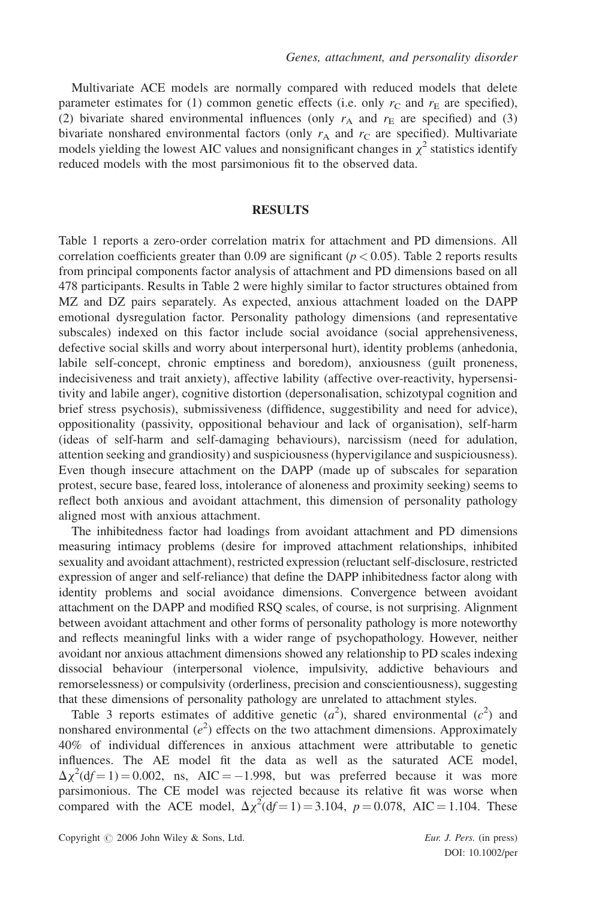Multivariate ACE models are normally compared with reduced models that delete parameter estimates for (1) common genetic effects (i.e. only $r_C$ and $r_E$ are specified), (2) bivariate shared environmental influences (only $r_A$ and $r_E$ are specified) and (3) bivariate nonshared environmental factors (only $r_A$ and $r_C$ are specified). Multivariate models yielding the lowest AIC values and nonsignificant changes in $\chi^2$ statistics identify reduced models with the most parsimonious fit to the observed data.

## RESULTS

Table 1 reports a zero-order correlation matrix for attachment and PD dimensions. All correlation coefficients greater than 0.09 are significant ($p < 0.05$). Table 2 reports results from principal components factor analysis of attachment and PD dimensions based on all 478 participants. Results in Table 2 were highly similar to factor structures obtained from MZ and DZ pairs separately. As expected, anxious attachment loaded on the DAPP emotional dysregulation factor. Personality pathology dimensions (and representative subscales) indexed on this factor include social avoidance (social apprehensiveness, defective social skills and worry about interpersonal hurt), identity problems (anhedonia, labile self-concept, chronic emptiness and boredom), anxiousness (guilt proneness, indecisiveness and trait anxiety), affective lability (affective over-reactivity, hypersensitivity and labile anger), cognitive distortion (depersonalisation, schizotypal cognition and brief stress psychosis), submissiveness (diffidence, suggestibility and need for advice), oppositionality (passivity, oppositional behaviour and lack of organisation), self-harm (ideas of self-harm and self-damaging behaviours), narcissism (need for adulation, attention seeking and grandiosity) and suspiciousness (hypervigilance and suspiciousness). Even though insecure attachment on the DAPP (made up of subscales for separation protest, secure base, feared loss, intolerance of aloneness and proximity seeking) seems to reflect both anxious and avoidant attachment, this dimension of personality pathology aligned most with anxious attachment.

The inhibitedness factor had loadings from avoidant attachment and PD dimensions measuring intimacy problems (desire for improved attachment relationships, inhibited sexuality and avoidant attachment), restricted expression (reluctant self-disclosure, restricted expression of anger and self-reliance) that define the DAPP inhibitedness factor along with identity problems and social avoidance dimensions. Convergence between avoidant attachment on the DAPP and modified RSQ scales, of course, is not surprising. Alignment between avoidant attachment and other forms of personality pathology is more noteworthy and reflects meaningful links with a wider range of psychopathology. However, neither avoidant nor anxious attachment dimensions showed any relationship to PD scales indexing dissocial behaviour (interpersonal violence, impulsivity, addictive behaviours and remorselessness) or compulsivity (orderliness, precision and conscientiousness), suggesting that these dimensions of personality pathology are unrelated to attachment styles.

Table 3 reports estimates of additive genetic ($a^2$), shared environmental ($c^2$) and nonshared environmental ($e^2$) effects on the two attachment dimensions. Approximately 40% of individual differences in anxious attachment were attributable to genetic influences. The AE model fit the data as well as the saturated ACE model, $\Delta\chi^2(df = 1) = 0.002$, ns, $\text{AIC} = -1.998$, but was preferred because it was more parsimonious. The CE model was rejected because its relative fit was worse when compared with the ACE model, $\Delta\chi^2(df = 1) = 3.104$, $p = 0.078$, $\text{AIC} = 1.104$. These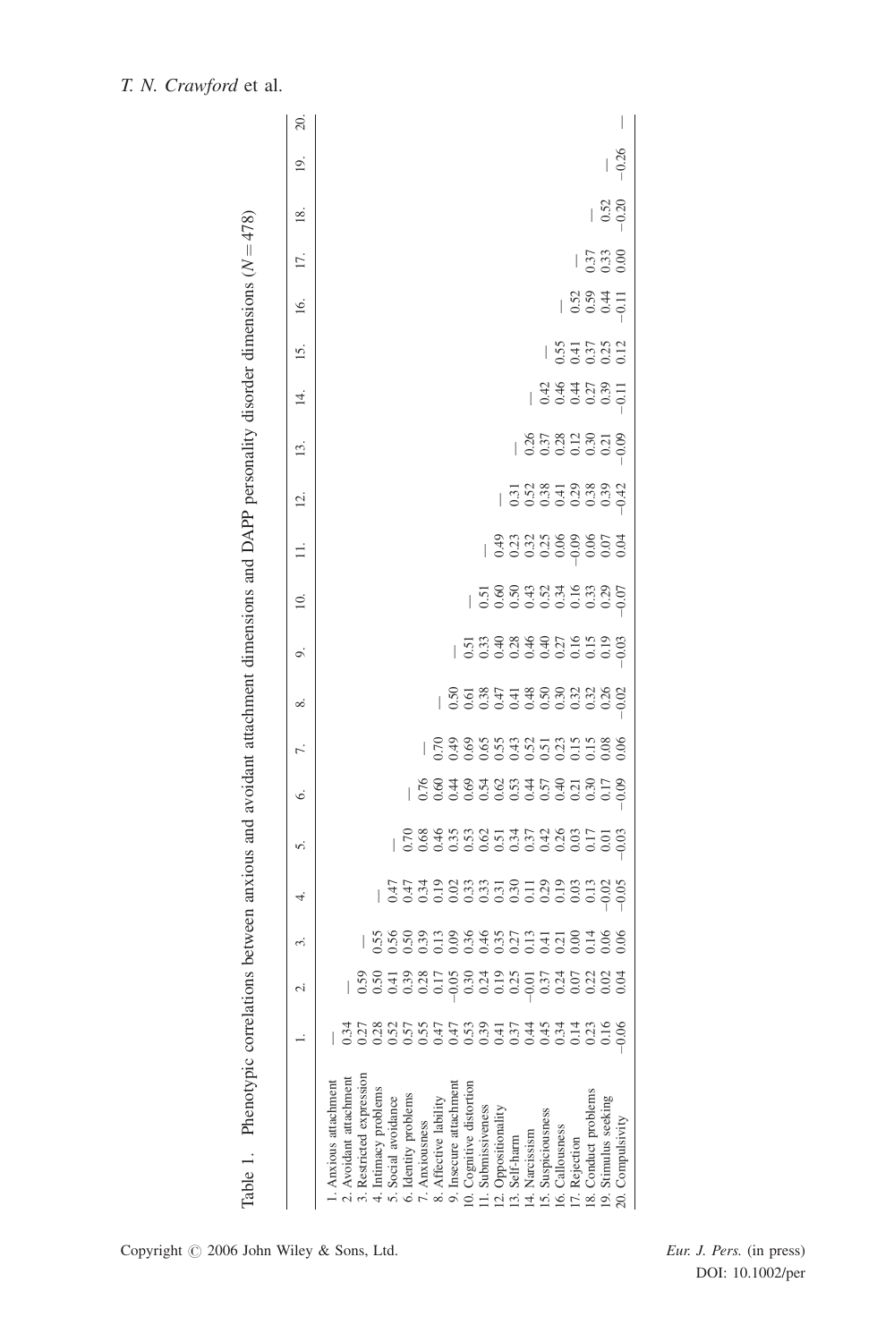Table 1. Phenotypic correlations between anxious and avoidant attachment dimensions and DAPP personality disorder dimensions ($N = 478$)

| | 1. | 2. | 3. | 4. | 5. | 6. | 7. | 8. | 9. | 10. | 11. | 12. | 13. | 14. | 15. | 16. | 17. | 18. | 19. | 20. |
|---|---|---|---|---|---|---|---|---|---|---|---|---|---|---|---|---|---|---|---|---|
| 1. Anxious attachment | — | | | | | | | | | | | | | | | | | | | |
| 2. Avoidant attachment | 0.34 | — | | | | | | | | | | | | | | | | | | |
| 3. Restricted expression | 0.27 | 0.59 | — | | | | | | | | | | | | | | | | | |
| 4. Intimacy problems | 0.28 | 0.50 | 0.55 | — | | | | | | | | | | | | | | | | |
| 5. Social avoidance | 0.52 | 0.41 | 0.56 | 0.47 | — | | | | | | | | | | | | | | | |
| 6. Identity problems | 0.57 | 0.39 | 0.50 | 0.47 | 0.70 | — | | | | | | | | | | | | | | |
| 7. Anxiousness | 0.55 | 0.28 | 0.39 | 0.34 | 0.68 | 0.76 | — | | | | | | | | | | | | | |
| 8. Affective lability | 0.47 | 0.17 | 0.13 | 0.19 | 0.46 | 0.60 | 0.70 | — | | | | | | | | | | | | |
| 9. Insecure attachment | 0.47 | −0.05 | 0.09 | 0.02 | 0.35 | 0.44 | 0.49 | 0.50 | — | | | | | | | | | | | |
| 10. Cognitive distortion | 0.53 | 0.30 | 0.36 | 0.33 | 0.53 | 0.69 | 0.69 | 0.61 | 0.51 | — | | | | | | | | | | |
| 11. Submissiveness | 0.39 | 0.24 | 0.46 | 0.33 | 0.62 | 0.54 | 0.65 | 0.38 | 0.33 | 0.51 | — | | | | | | | | | |
| 12. Oppositionality | 0.41 | 0.19 | 0.35 | 0.31 | 0.51 | 0.62 | 0.55 | 0.47 | 0.40 | 0.60 | 0.49 | — | | | | | | | | |
| 13. Self-harm | 0.37 | 0.25 | 0.27 | 0.30 | 0.34 | 0.53 | 0.43 | 0.41 | 0.28 | 0.50 | 0.23 | 0.31 | — | | | | | | | |
| 14. Narcissism | 0.44 | −0.01 | 0.13 | 0.11 | 0.37 | 0.44 | 0.52 | 0.48 | 0.46 | 0.43 | 0.32 | 0.52 | 0.26 | — | | | | | | |
| 15. Suspiciousness | 0.45 | 0.37 | 0.41 | 0.29 | 0.42 | 0.57 | 0.51 | 0.50 | 0.40 | 0.52 | 0.25 | 0.38 | 0.37 | 0.42 | — | | | | | |
| 16. Callousness | 0.34 | 0.24 | 0.21 | 0.19 | 0.26 | 0.40 | 0.23 | 0.30 | 0.27 | 0.34 | 0.06 | 0.41 | 0.28 | 0.46 | 0.55 | — | | | | |
| 17. Rejection | 0.14 | 0.07 | 0.00 | 0.03 | 0.03 | 0.21 | 0.15 | 0.32 | 0.16 | 0.16 | −0.09 | 0.29 | 0.12 | 0.44 | 0.41 | 0.52 | — | | | |
| 18. Conduct problems | 0.23 | 0.22 | 0.14 | 0.13 | 0.17 | 0.30 | 0.15 | 0.32 | 0.15 | 0.33 | 0.06 | 0.38 | 0.30 | 0.27 | 0.37 | 0.59 | 0.37 | — | | |
| 19. Stimulus seeking | 0.16 | 0.02 | 0.06 | −0.02 | 0.01 | 0.17 | 0.08 | 0.26 | 0.19 | 0.29 | 0.07 | 0.39 | 0.21 | 0.39 | 0.25 | 0.44 | 0.33 | 0.52 | — | |
| 20. Compulsivity | −0.06 | 0.04 | 0.06 | −0.05 | −0.03 | −0.09 | 0.06 | −0.02 | −0.03 | −0.07 | 0.04 | −0.42 | −0.09 | −0.11 | 0.12 | −0.11 | 0.00 | −0.20 | −0.26 | — |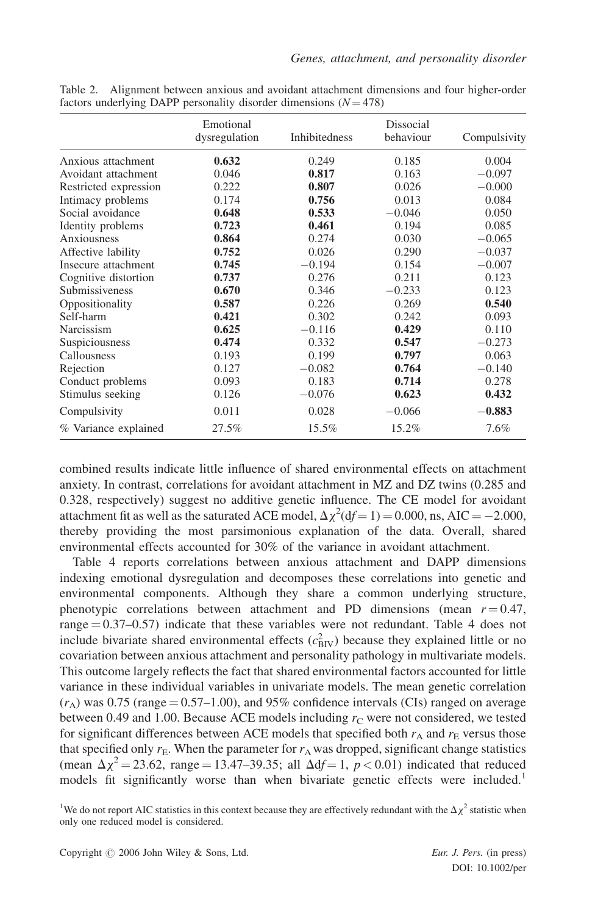Table 2. Alignment between anxious and avoidant attachment dimensions and four higher-order factors underlying DAPP personality disorder dimensions ($N = 478$)

| | Emotional dysregulation | Inhibitedness | Dissocial behaviour | Compulsivity |
|---|---|---|---|---|
| Anxious attachment | **0.632** | 0.249 | 0.185 | 0.004 |
| Avoidant attachment | 0.046 | **0.817** | 0.163 | −0.097 |
| Restricted expression | 0.222 | **0.807** | 0.026 | −0.000 |
| Intimacy problems | 0.174 | **0.756** | 0.013 | 0.084 |
| Social avoidance | **0.648** | **0.533** | −0.046 | 0.050 |
| Identity problems | **0.723** | **0.461** | 0.194 | 0.085 |
| Anxiousness | **0.864** | 0.274 | 0.030 | −0.065 |
| Affective lability | **0.752** | 0.026 | 0.290 | −0.037 |
| Insecure attachment | **0.745** | −0.194 | 0.154 | −0.007 |
| Cognitive distortion | **0.737** | 0.276 | 0.211 | 0.123 |
| Submissiveness | **0.670** | 0.346 | −0.233 | 0.123 |
| Oppositionality | **0.587** | 0.226 | 0.269 | **0.540** |
| Self-harm | **0.421** | 0.302 | 0.242 | 0.093 |
| Narcissism | **0.625** | −0.116 | **0.429** | 0.110 |
| Suspiciousness | **0.474** | 0.332 | **0.547** | −0.273 |
| Callousness | 0.193 | 0.199 | **0.797** | 0.063 |
| Rejection | 0.127 | −0.082 | **0.764** | −0.140 |
| Conduct problems | 0.093 | 0.183 | **0.714** | 0.278 |
| Stimulus seeking | 0.126 | −0.076 | **0.623** | **0.432** |
| Compulsivity | 0.011 | 0.028 | −0.066 | **−0.883** |
| % Variance explained | 27.5% | 15.5% | 15.2% | 7.6% |

combined results indicate little influence of shared environmental effects on attachment anxiety. In contrast, correlations for avoidant attachment in MZ and DZ twins (0.285 and 0.328, respectively) suggest no additive genetic influence. The CE model for avoidant attachment fit as well as the saturated ACE model, $\Delta\chi^2(df = 1) = 0.000$, ns, AIC $= -2.000$, thereby providing the most parsimonious explanation of the data. Overall, shared environmental effects accounted for 30% of the variance in avoidant attachment.

Table 4 reports correlations between anxious attachment and DAPP dimensions indexing emotional dysregulation and decomposes these correlations into genetic and environmental components. Although they share a common underlying structure, phenotypic correlations between attachment and PD dimensions (mean $r = 0.47$, range $= 0.37$–$0.57$) indicate that these variables were not redundant. Table 4 does not include bivariate shared environmental effects ($c^2_{BIV}$) because they explained little or no covariation between anxious attachment and personality pathology in multivariate models. This outcome largely reflects the fact that shared environmental factors accounted for little variance in these individual variables in univariate models. The mean genetic correlation ($r_A$) was 0.75 (range $= 0.57$–$1.00$), and 95% confidence intervals (CIs) ranged on average between 0.49 and 1.00. Because ACE models including $r_C$ were not considered, we tested for significant differences between ACE models that specified both $r_A$ and $r_E$ versus those that specified only $r_E$. When the parameter for $r_A$ was dropped, significant change statistics (mean $\Delta\chi^2 = 23.62$, range $= 13.47$–$39.35$; all $\Delta df = 1$, $p < 0.01$) indicated that reduced models fit significantly worse than when bivariate genetic effects were included.[1]

[1] We do not report AIC statistics in this context because they are effectively redundant with the $\Delta\chi^2$ statistic when only one reduced model is considered.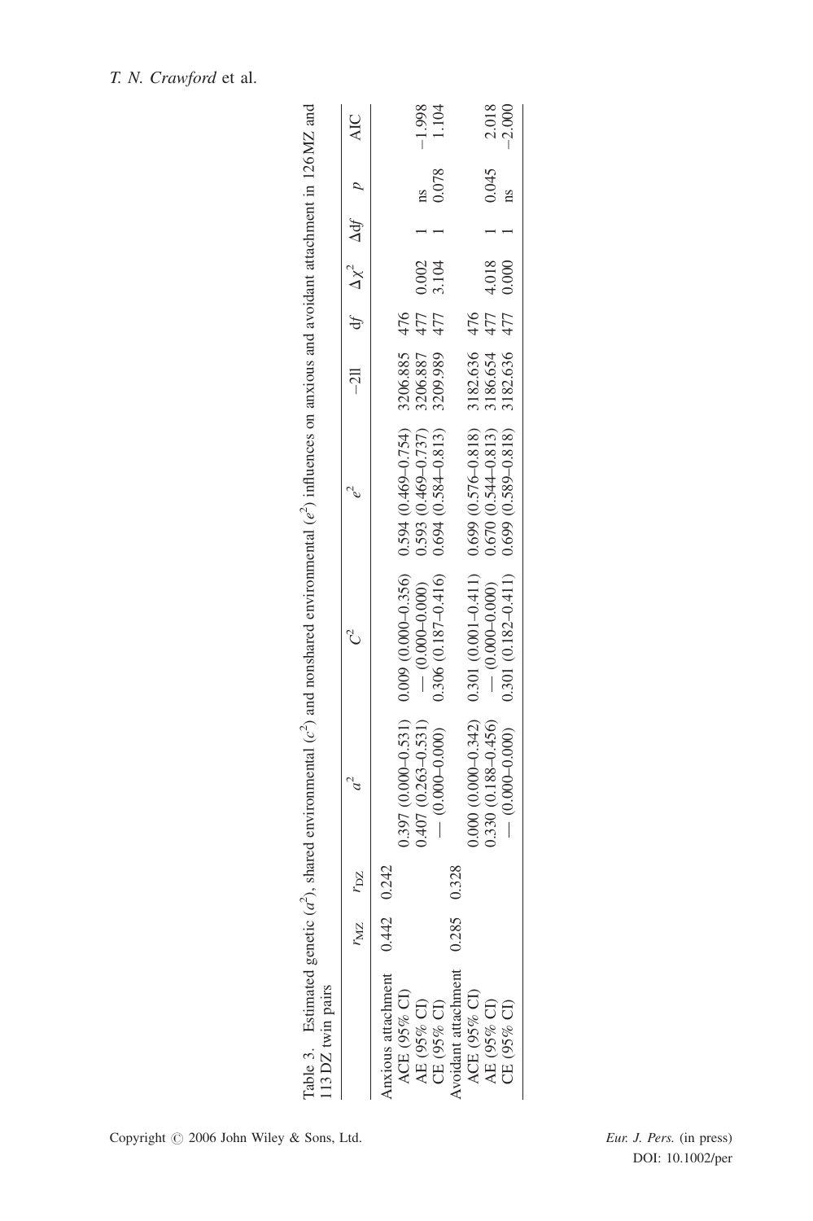Table 3. Estimated genetic ($a^2$), shared environmental ($c^2$) and nonshared environmental ($e^2$) influences on anxious and avoidant attachment in 126 MZ and 113 DZ twin pairs

| | $r_{MZ}$ | $r_{DZ}$ | $a^2$ | $c^2$ | $e^2$ | $-2ll$ | df | $\Delta\chi^2$ | $\Delta$df | $p$ | AIC |
|---|---|---|---|---|---|---|---|---|---|---|---|
| Anxious attachment | 0.442 | 0.242 | | | | | | | | | |
| ACE (95% CI) | | | 0.397 (0.000–0.531) | 0.009 (0.000–0.356) | 0.594 (0.469–0.754) | 3206.885 | 476 | | | | |
| AE (95% CI) | | | 0.407 (0.263–0.531) | — (0.000–0.000) | 0.593 (0.469–0.737) | 3206.887 | 477 | 0.002 | 1 | ns | −1.998 |
| CE (95% CI) | | | — (0.000–0.000) | 0.306 (0.187–0.416) | 0.694 (0.584–0.813) | 3209.989 | 477 | 3.104 | 1 | 0.078 | 1.104 |
| Avoidant attachment | 0.285 | 0.328 | | | | | | | | | |
| ACE (95% CI) | | | 0.000 (0.000–0.342) | 0.301 (0.001–0.411) | 0.699 (0.576–0.818) | 3182.636 | 476 | | | | |
| AE (95% CI) | | | 0.330 (0.188–0.456) | — (0.000–0.000) | 0.670 (0.544–0.813) | 3186.654 | 477 | 4.018 | 1 | 0.045 | 2.018 |
| CE (95% CI) | | | — (0.000–0.000) | 0.301 (0.182–0.411) | 0.699 (0.589–0.818) | 3182.636 | 477 | 0.000 | 1 | ns | −2.000 |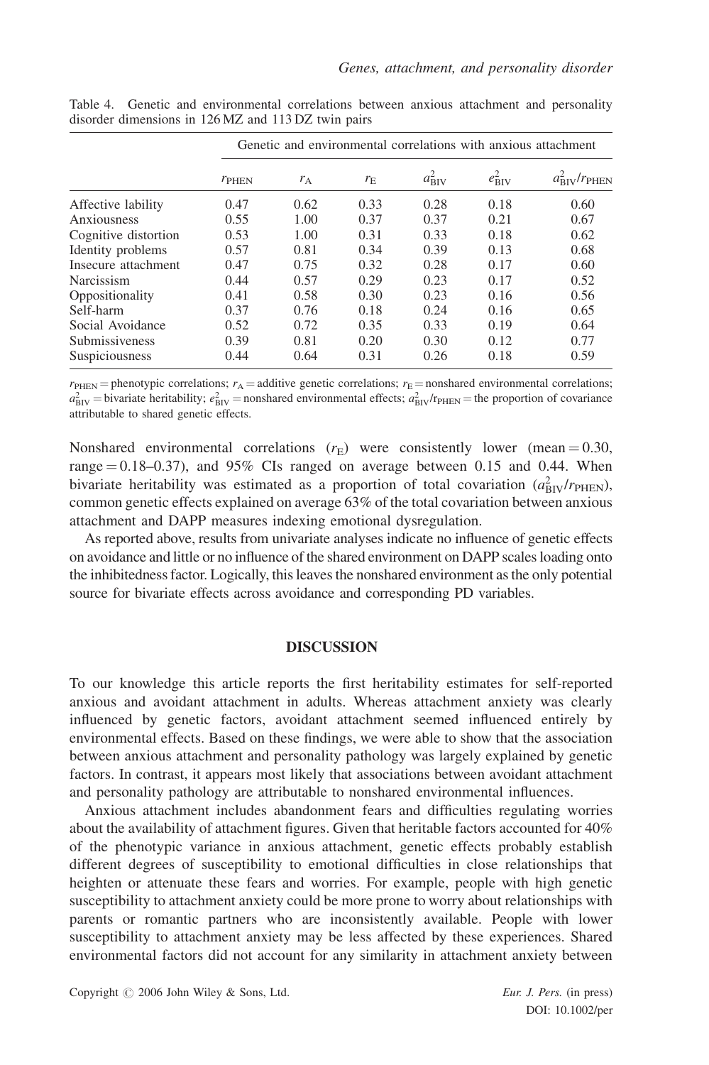Table 4. Genetic and environmental correlations between anxious attachment and personality disorder dimensions in 126 MZ and 113 DZ twin pairs

| | Genetic and environmental correlations with anxious attachment | | | | | |
|---|---|---|---|---|---|---|
| | $r_{\mathrm{PHEN}}$ | $r_{\mathrm{A}}$ | $r_{\mathrm{E}}$ | $a^2_{\mathrm{BIV}}$ | $e^2_{\mathrm{BIV}}$ | $a^2_{\mathrm{BIV}}/r_{\mathrm{PHEN}}$ |
| Affective lability | 0.47 | 0.62 | 0.33 | 0.28 | 0.18 | 0.60 |
| Anxiousness | 0.55 | 1.00 | 0.37 | 0.37 | 0.21 | 0.67 |
| Cognitive distortion | 0.53 | 1.00 | 0.31 | 0.33 | 0.18 | 0.62 |
| Identity problems | 0.57 | 0.81 | 0.34 | 0.39 | 0.13 | 0.68 |
| Insecure attachment | 0.47 | 0.75 | 0.32 | 0.28 | 0.17 | 0.60 |
| Narcissism | 0.44 | 0.57 | 0.29 | 0.23 | 0.17 | 0.52 |
| Oppositionality | 0.41 | 0.58 | 0.30 | 0.23 | 0.16 | 0.56 |
| Self-harm | 0.37 | 0.76 | 0.18 | 0.24 | 0.16 | 0.65 |
| Social Avoidance | 0.52 | 0.72 | 0.35 | 0.33 | 0.19 | 0.64 |
| Submissiveness | 0.39 | 0.81 | 0.20 | 0.30 | 0.12 | 0.77 |
| Suspiciousness | 0.44 | 0.64 | 0.31 | 0.26 | 0.18 | 0.59 |

$r_{\mathrm{PHEN}}$ = phenotypic correlations; $r_{\mathrm{A}}$ = additive genetic correlations; $r_{\mathrm{E}}$ = nonshared environmental correlations; $a^2_{\mathrm{BIV}}$ = bivariate heritability; $e^2_{\mathrm{BIV}}$ = nonshared environmental effects; $a^2_{\mathrm{BIV}}/r_{\mathrm{PHEN}}$ = the proportion of covariance attributable to shared genetic effects.

Nonshared environmental correlations ($r_{\mathrm{E}}$) were consistently lower (mean = 0.30, range = 0.18–0.37), and 95% CIs ranged on average between 0.15 and 0.44. When bivariate heritability was estimated as a proportion of total covariation ($a^2_{\mathrm{BIV}}/r_{\mathrm{PHEN}}$), common genetic effects explained on average 63% of the total covariation between anxious attachment and DAPP measures indexing emotional dysregulation.

As reported above, results from univariate analyses indicate no influence of genetic effects on avoidance and little or no influence of the shared environment on DAPP scales loading onto the inhibitedness factor. Logically, this leaves the nonshared environment as the only potential source for bivariate effects across avoidance and corresponding PD variables.

## DISCUSSION

To our knowledge this article reports the first heritability estimates for self-reported anxious and avoidant attachment in adults. Whereas attachment anxiety was clearly influenced by genetic factors, avoidant attachment seemed influenced entirely by environmental effects. Based on these findings, we were able to show that the association between anxious attachment and personality pathology was largely explained by genetic factors. In contrast, it appears most likely that associations between avoidant attachment and personality pathology are attributable to nonshared environmental influences.

Anxious attachment includes abandonment fears and difficulties regulating worries about the availability of attachment figures. Given that heritable factors accounted for 40% of the phenotypic variance in anxious attachment, genetic effects probably establish different degrees of susceptibility to emotional difficulties in close relationships that heighten or attenuate these fears and worries. For example, people with high genetic susceptibility to attachment anxiety could be more prone to worry about relationships with parents or romantic partners who are inconsistently available. People with lower susceptibility to attachment anxiety may be less affected by these experiences. Shared environmental factors did not account for any similarity in attachment anxiety between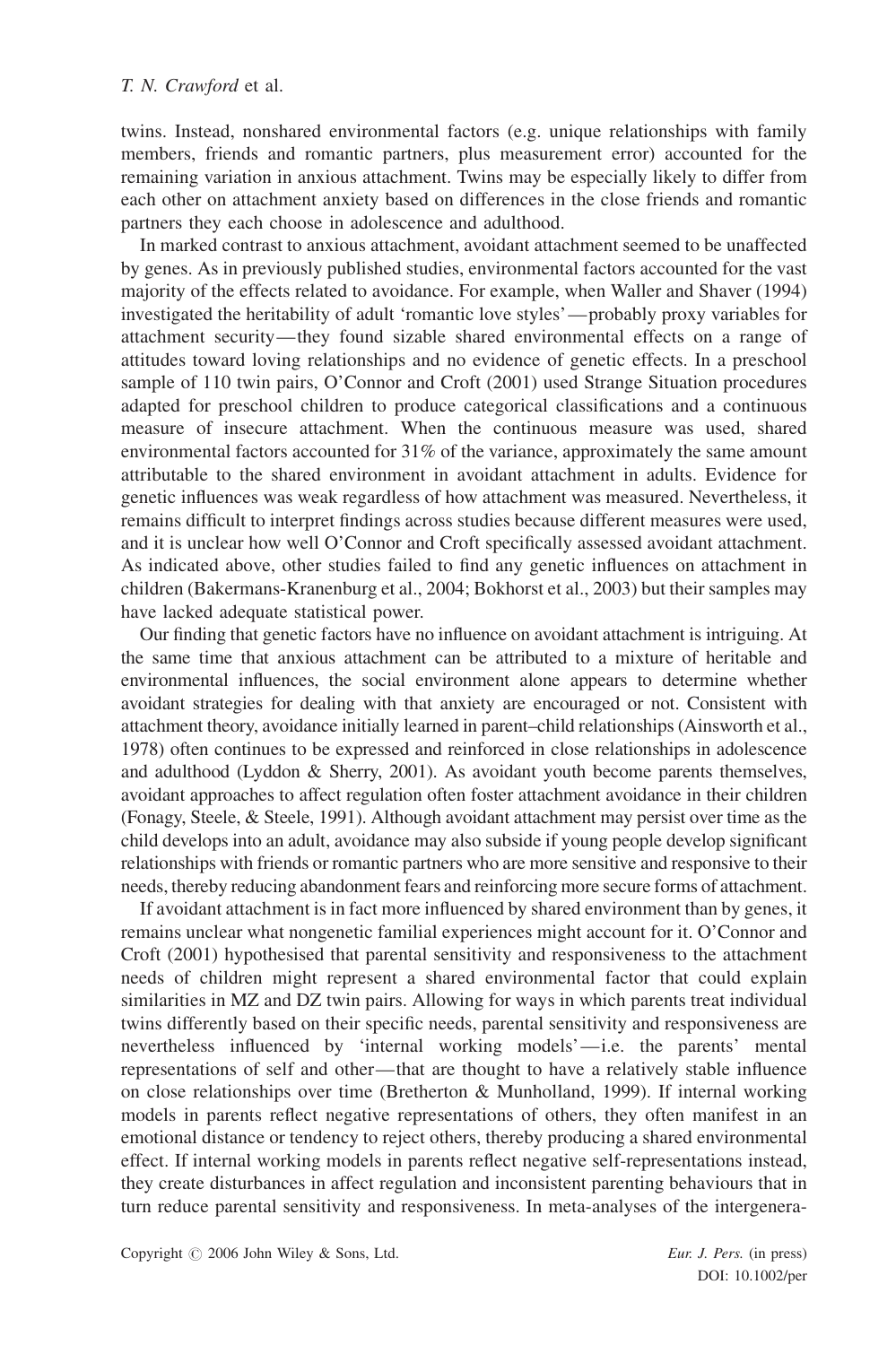twins. Instead, nonshared environmental factors (e.g. unique relationships with family members, friends and romantic partners, plus measurement error) accounted for the remaining variation in anxious attachment. Twins may be especially likely to differ from each other on attachment anxiety based on differences in the close friends and romantic partners they each choose in adolescence and adulthood.

In marked contrast to anxious attachment, avoidant attachment seemed to be unaffected by genes. As in previously published studies, environmental factors accounted for the vast majority of the effects related to avoidance. For example, when Waller and Shaver (1994) investigated the heritability of adult 'romantic love styles'—probably proxy variables for attachment security—they found sizable shared environmental effects on a range of attitudes toward loving relationships and no evidence of genetic effects. In a preschool sample of 110 twin pairs, O'Connor and Croft (2001) used Strange Situation procedures adapted for preschool children to produce categorical classifications and a continuous measure of insecure attachment. When the continuous measure was used, shared environmental factors accounted for 31% of the variance, approximately the same amount attributable to the shared environment in avoidant attachment in adults. Evidence for genetic influences was weak regardless of how attachment was measured. Nevertheless, it remains difficult to interpret findings across studies because different measures were used, and it is unclear how well O'Connor and Croft specifically assessed avoidant attachment. As indicated above, other studies failed to find any genetic influences on attachment in children (Bakermans-Kranenburg et al., 2004; Bokhorst et al., 2003) but their samples may have lacked adequate statistical power.

Our finding that genetic factors have no influence on avoidant attachment is intriguing. At the same time that anxious attachment can be attributed to a mixture of heritable and environmental influences, the social environment alone appears to determine whether avoidant strategies for dealing with that anxiety are encouraged or not. Consistent with attachment theory, avoidance initially learned in parent–child relationships (Ainsworth et al., 1978) often continues to be expressed and reinforced in close relationships in adolescence and adulthood (Lyddon & Sherry, 2001). As avoidant youth become parents themselves, avoidant approaches to affect regulation often foster attachment avoidance in their children (Fonagy, Steele, & Steele, 1991). Although avoidant attachment may persist over time as the child develops into an adult, avoidance may also subside if young people develop significant relationships with friends or romantic partners who are more sensitive and responsive to their needs, thereby reducing abandonment fears and reinforcing more secure forms of attachment.

If avoidant attachment is in fact more influenced by shared environment than by genes, it remains unclear what nongenetic familial experiences might account for it. O'Connor and Croft (2001) hypothesised that parental sensitivity and responsiveness to the attachment needs of children might represent a shared environmental factor that could explain similarities in MZ and DZ twin pairs. Allowing for ways in which parents treat individual twins differently based on their specific needs, parental sensitivity and responsiveness are nevertheless influenced by 'internal working models'—i.e. the parents' mental representations of self and other—that are thought to have a relatively stable influence on close relationships over time (Bretherton & Munholland, 1999). If internal working models in parents reflect negative representations of others, they often manifest in an emotional distance or tendency to reject others, thereby producing a shared environmental effect. If internal working models in parents reflect negative self-representations instead, they create disturbances in affect regulation and inconsistent parenting behaviours that in turn reduce parental sensitivity and responsiveness. In meta-analyses of the intergenera-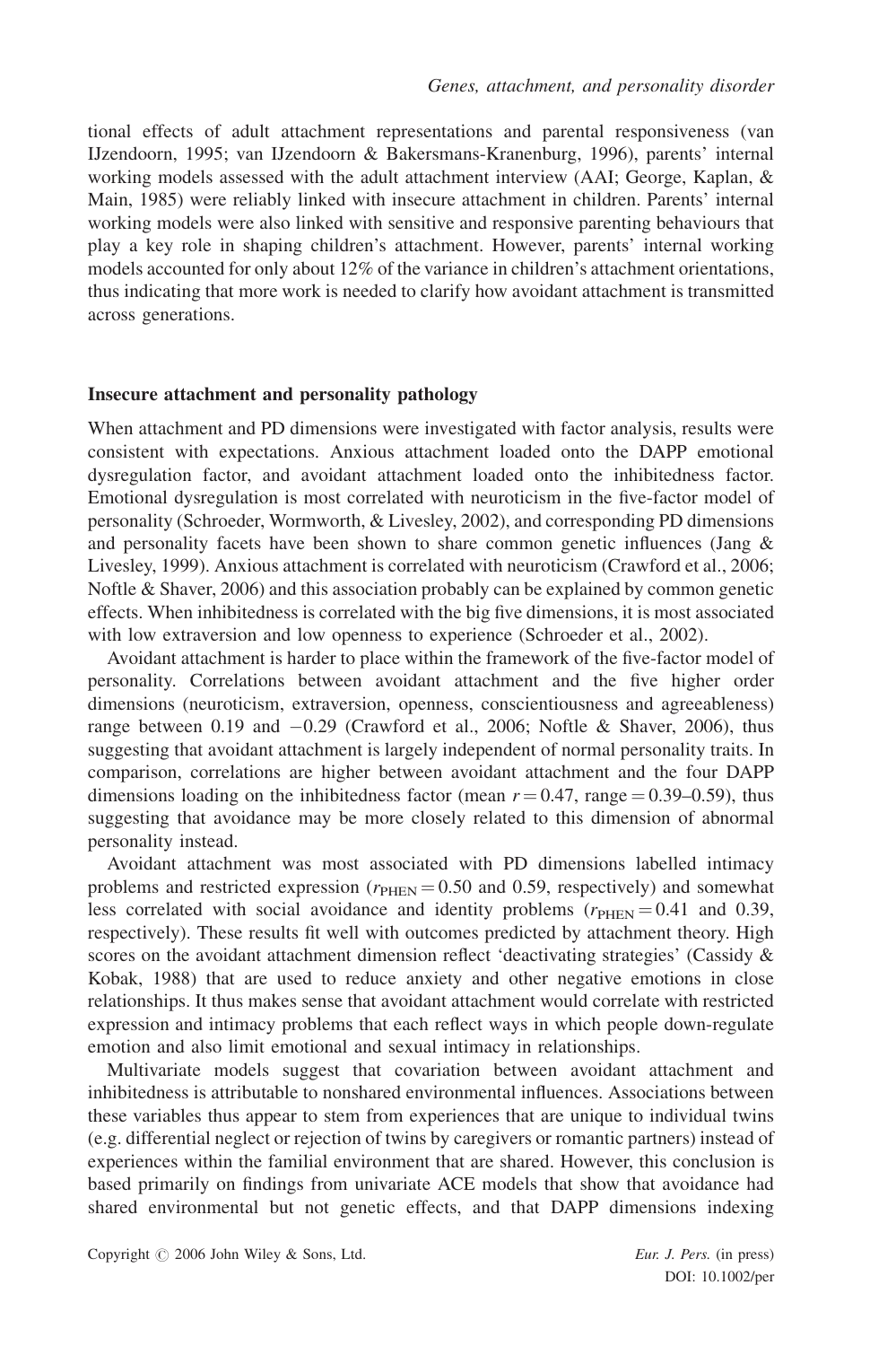tional effects of adult attachment representations and parental responsiveness (van IJzendoorn, 1995; van IJzendoorn & Bakersmans-Kranenburg, 1996), parents' internal working models assessed with the adult attachment interview (AAI; George, Kaplan, & Main, 1985) were reliably linked with insecure attachment in children. Parents' internal working models were also linked with sensitive and responsive parenting behaviours that play a key role in shaping children's attachment. However, parents' internal working models accounted for only about 12% of the variance in children's attachment orientations, thus indicating that more work is needed to clarify how avoidant attachment is transmitted across generations.

### Insecure attachment and personality pathology

When attachment and PD dimensions were investigated with factor analysis, results were consistent with expectations. Anxious attachment loaded onto the DAPP emotional dysregulation factor, and avoidant attachment loaded onto the inhibitedness factor. Emotional dysregulation is most correlated with neuroticism in the five-factor model of personality (Schroeder, Wormworth, & Livesley, 2002), and corresponding PD dimensions and personality facets have been shown to share common genetic influences (Jang & Livesley, 1999). Anxious attachment is correlated with neuroticism (Crawford et al., 2006; Noftle & Shaver, 2006) and this association probably can be explained by common genetic effects. When inhibitedness is correlated with the big five dimensions, it is most associated with low extraversion and low openness to experience (Schroeder et al., 2002).

Avoidant attachment is harder to place within the framework of the five-factor model of personality. Correlations between avoidant attachment and the five higher order dimensions (neuroticism, extraversion, openness, conscientiousness and agreeableness) range between 0.19 and $-0.29$ (Crawford et al., 2006; Noftle & Shaver, 2006), thus suggesting that avoidant attachment is largely independent of normal personality traits. In comparison, correlations are higher between avoidant attachment and the four DAPP dimensions loading on the inhibitedness factor (mean $r = 0.47$, range $= 0.39$–$0.59$), thus suggesting that avoidance may be more closely related to this dimension of abnormal personality instead.

Avoidant attachment was most associated with PD dimensions labelled intimacy problems and restricted expression ($r_{\mathrm{PHEN}} = 0.50$ and 0.59, respectively) and somewhat less correlated with social avoidance and identity problems ($r_{\mathrm{PHEN}} = 0.41$ and 0.39, respectively). These results fit well with outcomes predicted by attachment theory. High scores on the avoidant attachment dimension reflect 'deactivating strategies' (Cassidy & Kobak, 1988) that are used to reduce anxiety and other negative emotions in close relationships. It thus makes sense that avoidant attachment would correlate with restricted expression and intimacy problems that each reflect ways in which people down-regulate emotion and also limit emotional and sexual intimacy in relationships.

Multivariate models suggest that covariation between avoidant attachment and inhibitedness is attributable to nonshared environmental influences. Associations between these variables thus appear to stem from experiences that are unique to individual twins (e.g. differential neglect or rejection of twins by caregivers or romantic partners) instead of experiences within the familial environment that are shared. However, this conclusion is based primarily on findings from univariate ACE models that show that avoidance had shared environmental but not genetic effects, and that DAPP dimensions indexing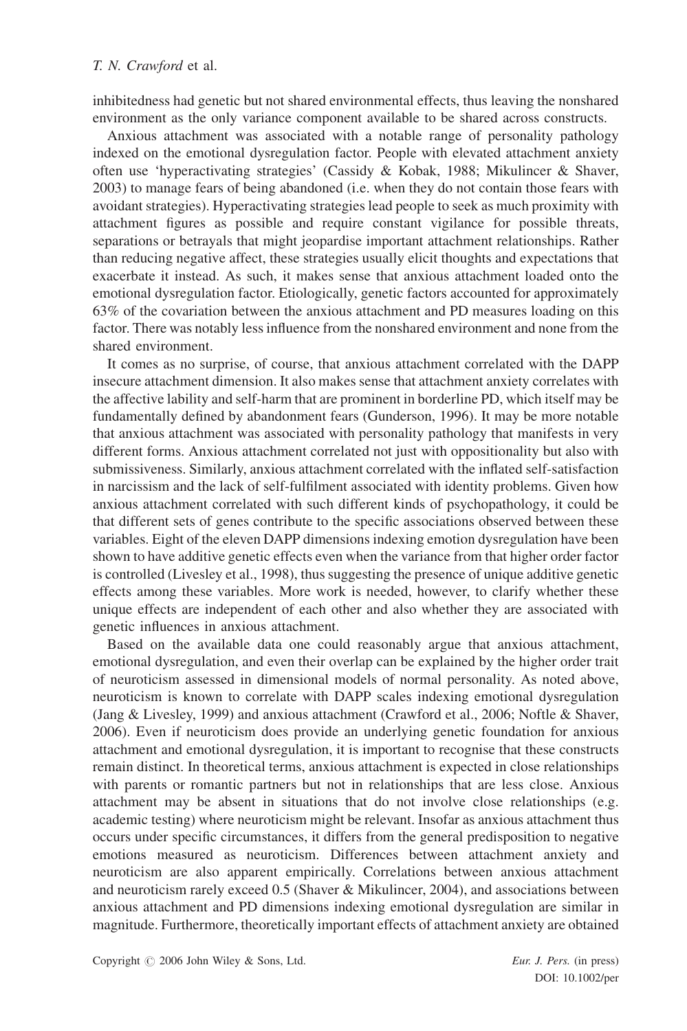inhibitedness had genetic but not shared environmental effects, thus leaving the nonshared environment as the only variance component available to be shared across constructs.

Anxious attachment was associated with a notable range of personality pathology indexed on the emotional dysregulation factor. People with elevated attachment anxiety often use 'hyperactivating strategies' (Cassidy & Kobak, 1988; Mikulincer & Shaver, 2003) to manage fears of being abandoned (i.e. when they do not contain those fears with avoidant strategies). Hyperactivating strategies lead people to seek as much proximity with attachment figures as possible and require constant vigilance for possible threats, separations or betrayals that might jeopardise important attachment relationships. Rather than reducing negative affect, these strategies usually elicit thoughts and expectations that exacerbate it instead. As such, it makes sense that anxious attachment loaded onto the emotional dysregulation factor. Etiologically, genetic factors accounted for approximately 63% of the covariation between the anxious attachment and PD measures loading on this factor. There was notably less influence from the nonshared environment and none from the shared environment.

It comes as no surprise, of course, that anxious attachment correlated with the DAPP insecure attachment dimension. It also makes sense that attachment anxiety correlates with the affective lability and self-harm that are prominent in borderline PD, which itself may be fundamentally defined by abandonment fears (Gunderson, 1996). It may be more notable that anxious attachment was associated with personality pathology that manifests in very different forms. Anxious attachment correlated not just with oppositionality but also with submissiveness. Similarly, anxious attachment correlated with the inflated self-satisfaction in narcissism and the lack of self-fulfilment associated with identity problems. Given how anxious attachment correlated with such different kinds of psychopathology, it could be that different sets of genes contribute to the specific associations observed between these variables. Eight of the eleven DAPP dimensions indexing emotion dysregulation have been shown to have additive genetic effects even when the variance from that higher order factor is controlled (Livesley et al., 1998), thus suggesting the presence of unique additive genetic effects among these variables. More work is needed, however, to clarify whether these unique effects are independent of each other and also whether they are associated with genetic influences in anxious attachment.

Based on the available data one could reasonably argue that anxious attachment, emotional dysregulation, and even their overlap can be explained by the higher order trait of neuroticism assessed in dimensional models of normal personality. As noted above, neuroticism is known to correlate with DAPP scales indexing emotional dysregulation (Jang & Livesley, 1999) and anxious attachment (Crawford et al., 2006; Noftle & Shaver, 2006). Even if neuroticism does provide an underlying genetic foundation for anxious attachment and emotional dysregulation, it is important to recognise that these constructs remain distinct. In theoretical terms, anxious attachment is expected in close relationships with parents or romantic partners but not in relationships that are less close. Anxious attachment may be absent in situations that do not involve close relationships (e.g. academic testing) where neuroticism might be relevant. Insofar as anxious attachment thus occurs under specific circumstances, it differs from the general predisposition to negative emotions measured as neuroticism. Differences between attachment anxiety and neuroticism are also apparent empirically. Correlations between anxious attachment and neuroticism rarely exceed 0.5 (Shaver & Mikulincer, 2004), and associations between anxious attachment and PD dimensions indexing emotional dysregulation are similar in magnitude. Furthermore, theoretically important effects of attachment anxiety are obtained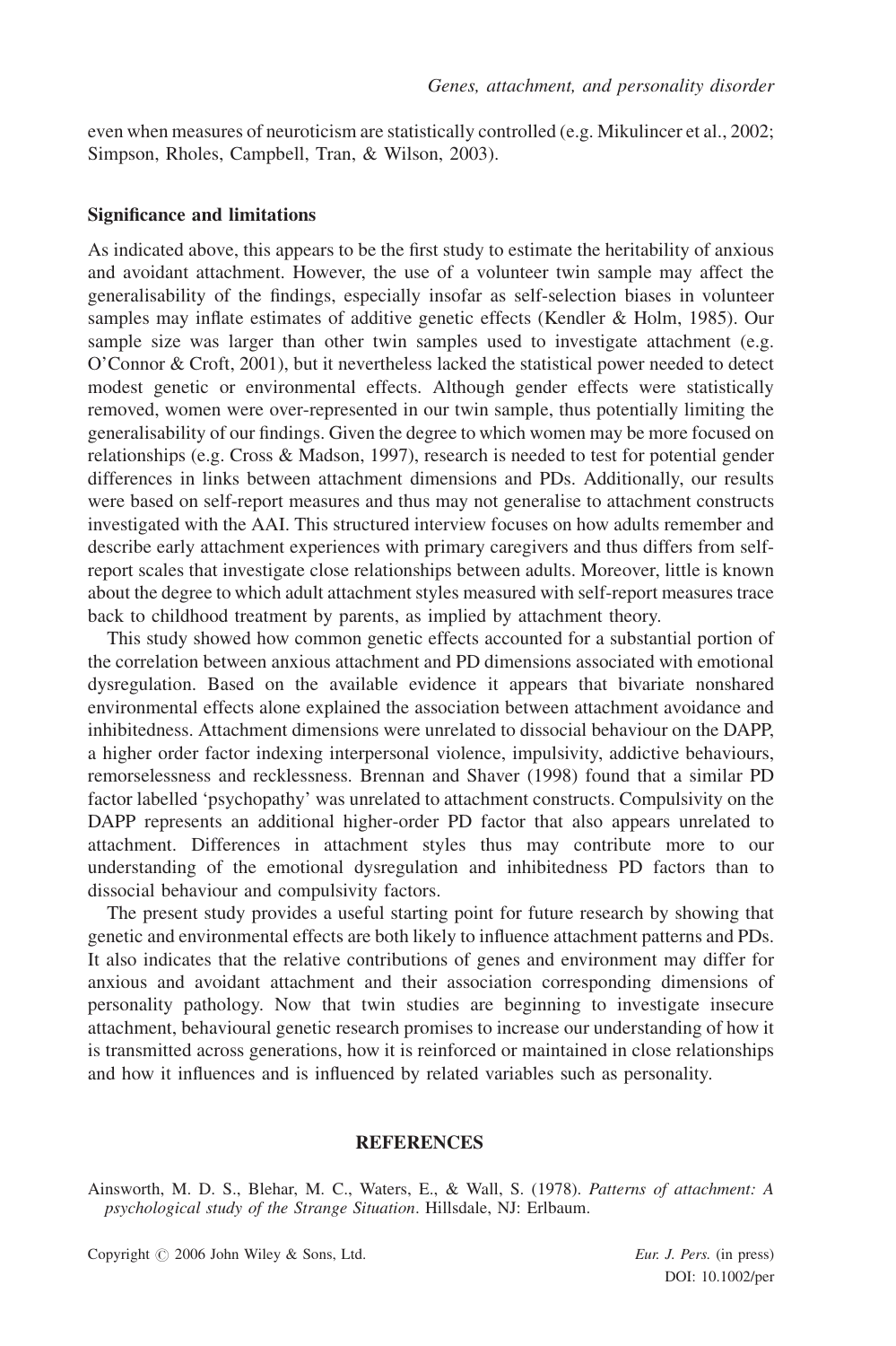even when measures of neuroticism are statistically controlled (e.g. Mikulincer et al., 2002; Simpson, Rholes, Campbell, Tran, & Wilson, 2003).

### Significance and limitations

As indicated above, this appears to be the first study to estimate the heritability of anxious and avoidant attachment. However, the use of a volunteer twin sample may affect the generalisability of the findings, especially insofar as self-selection biases in volunteer samples may inflate estimates of additive genetic effects (Kendler & Holm, 1985). Our sample size was larger than other twin samples used to investigate attachment (e.g. O'Connor & Croft, 2001), but it nevertheless lacked the statistical power needed to detect modest genetic or environmental effects. Although gender effects were statistically removed, women were over-represented in our twin sample, thus potentially limiting the generalisability of our findings. Given the degree to which women may be more focused on relationships (e.g. Cross & Madson, 1997), research is needed to test for potential gender differences in links between attachment dimensions and PDs. Additionally, our results were based on self-report measures and thus may not generalise to attachment constructs investigated with the AAI. This structured interview focuses on how adults remember and describe early attachment experiences with primary caregivers and thus differs from self-report scales that investigate close relationships between adults. Moreover, little is known about the degree to which adult attachment styles measured with self-report measures trace back to childhood treatment by parents, as implied by attachment theory.

This study showed how common genetic effects accounted for a substantial portion of the correlation between anxious attachment and PD dimensions associated with emotional dysregulation. Based on the available evidence it appears that bivariate nonshared environmental effects alone explained the association between attachment avoidance and inhibitedness. Attachment dimensions were unrelated to dissocial behaviour on the DAPP, a higher order factor indexing interpersonal violence, impulsivity, addictive behaviours, remorselessness and recklessness. Brennan and Shaver (1998) found that a similar PD factor labelled 'psychopathy' was unrelated to attachment constructs. Compulsivity on the DAPP represents an additional higher-order PD factor that also appears unrelated to attachment. Differences in attachment styles thus may contribute more to our understanding of the emotional dysregulation and inhibitedness PD factors than to dissocial behaviour and compulsivity factors.

The present study provides a useful starting point for future research by showing that genetic and environmental effects are both likely to influence attachment patterns and PDs. It also indicates that the relative contributions of genes and environment may differ for anxious and avoidant attachment and their association corresponding dimensions of personality pathology. Now that twin studies are beginning to investigate insecure attachment, behavioural genetic research promises to increase our understanding of how it is transmitted across generations, how it is reinforced or maintained in close relationships and how it influences and is influenced by related variables such as personality.

## REFERENCES

Ainsworth, M. D. S., Blehar, M. C., Waters, E., & Wall, S. (1978). *Patterns of attachment: A psychological study of the Strange Situation*. Hillsdale, NJ: Erlbaum.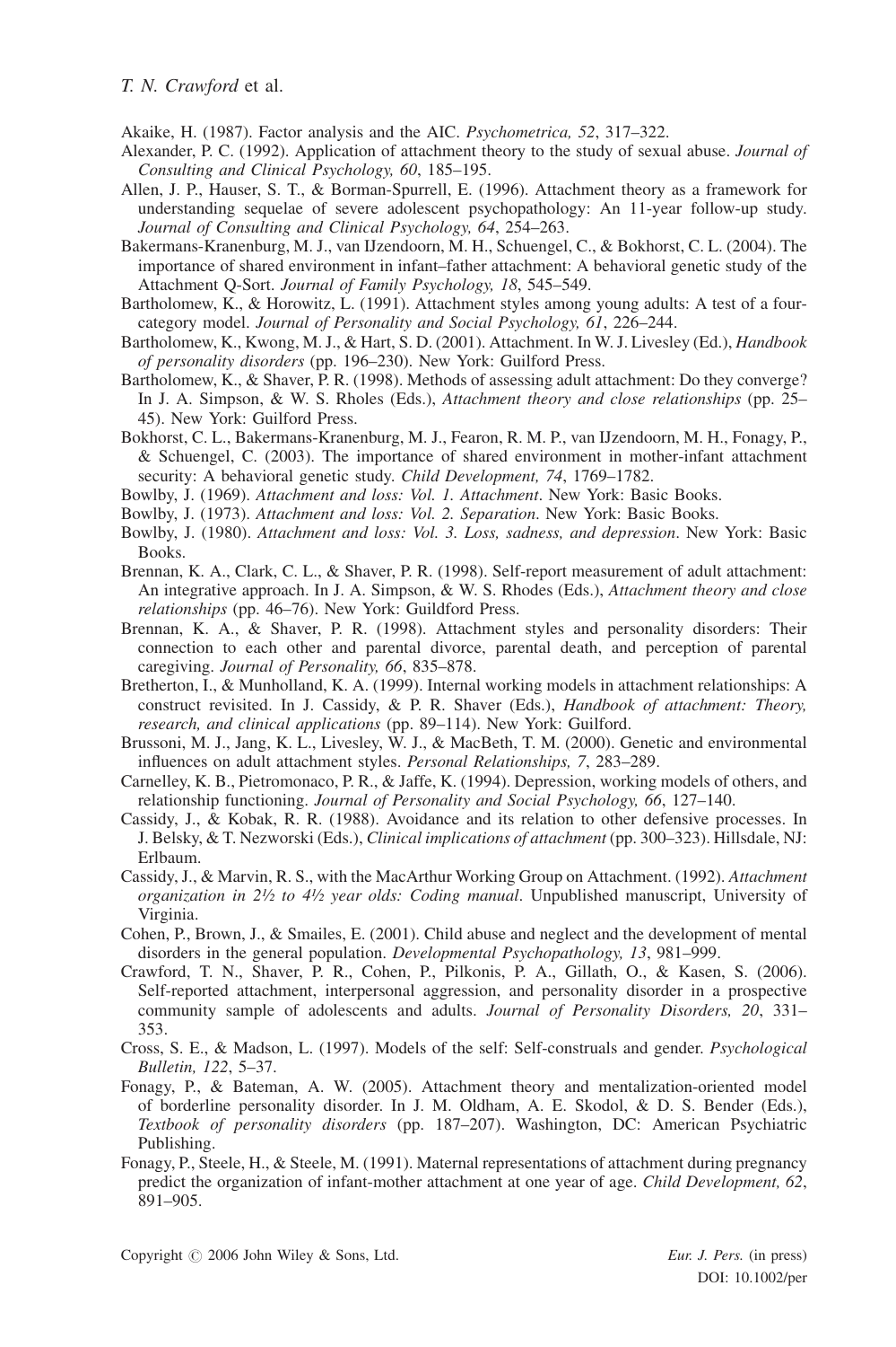Akaike, H. (1987). Factor analysis and the AIC. *Psychometrica, 52*, 317–322.

Alexander, P. C. (1992). Application of attachment theory to the study of sexual abuse. *Journal of Consulting and Clinical Psychology, 60*, 185–195.

Allen, J. P., Hauser, S. T., & Borman-Spurrell, E. (1996). Attachment theory as a framework for understanding sequelae of severe adolescent psychopathology: An 11-year follow-up study. *Journal of Consulting and Clinical Psychology, 64*, 254–263.

Bakermans-Kranenburg, M. J., van IJzendoorn, M. H., Schuengel, C., & Bokhorst, C. L. (2004). The importance of shared environment in infant–father attachment: A behavioral genetic study of the Attachment Q-Sort. *Journal of Family Psychology, 18*, 545–549.

Bartholomew, K., & Horowitz, L. (1991). Attachment styles among young adults: A test of a four-category model. *Journal of Personality and Social Psychology, 61*, 226–244.

Bartholomew, K., Kwong, M. J., & Hart, S. D. (2001). Attachment. In W. J. Livesley (Ed.), *Handbook of personality disorders* (pp. 196–230). New York: Guilford Press.

Bartholomew, K., & Shaver, P. R. (1998). Methods of assessing adult attachment: Do they converge? In J. A. Simpson, & W. S. Rholes (Eds.), *Attachment theory and close relationships* (pp. 25–45). New York: Guilford Press.

Bokhorst, C. L., Bakermans-Kranenburg, M. J., Fearon, R. M. P., van IJzendoorn, M. H., Fonagy, P., & Schuengel, C. (2003). The importance of shared environment in mother-infant attachment security: A behavioral genetic study. *Child Development, 74*, 1769–1782.

Bowlby, J. (1969). *Attachment and loss: Vol. 1. Attachment*. New York: Basic Books.

Bowlby, J. (1973). *Attachment and loss: Vol. 2. Separation*. New York: Basic Books.

Bowlby, J. (1980). *Attachment and loss: Vol. 3. Loss, sadness, and depression*. New York: Basic Books.

Brennan, K. A., Clark, C. L., & Shaver, P. R. (1998). Self-report measurement of adult attachment: An integrative approach. In J. A. Simpson, & W. S. Rhodes (Eds.), *Attachment theory and close relationships* (pp. 46–76). New York: Guildford Press.

Brennan, K. A., & Shaver, P. R. (1998). Attachment styles and personality disorders: Their connection to each other and parental divorce, parental death, and perception of parental caregiving. *Journal of Personality, 66*, 835–878.

Bretherton, I., & Munholland, K. A. (1999). Internal working models in attachment relationships: A construct revisited. In J. Cassidy, & P. R. Shaver (Eds.), *Handbook of attachment: Theory, research, and clinical applications* (pp. 89–114). New York: Guilford.

Brussoni, M. J., Jang, K. L., Livesley, W. J., & MacBeth, T. M. (2000). Genetic and environmental influences on adult attachment styles. *Personal Relationships, 7*, 283–289.

Carnelley, K. B., Pietromonaco, P. R., & Jaffe, K. (1994). Depression, working models of others, and relationship functioning. *Journal of Personality and Social Psychology, 66*, 127–140.

Cassidy, J., & Kobak, R. R. (1988). Avoidance and its relation to other defensive processes. In J. Belsky, & T. Nezworski (Eds.), *Clinical implications of attachment* (pp. 300–323). Hillsdale, NJ: Erlbaum.

Cassidy, J., & Marvin, R. S., with the MacArthur Working Group on Attachment. (1992). *Attachment organization in 2½ to 4½ year olds: Coding manual*. Unpublished manuscript, University of Virginia.

Cohen, P., Brown, J., & Smailes, E. (2001). Child abuse and neglect and the development of mental disorders in the general population. *Developmental Psychopathology, 13*, 981–999.

Crawford, T. N., Shaver, P. R., Cohen, P., Pilkonis, P. A., Gillath, O., & Kasen, S. (2006). Self-reported attachment, interpersonal aggression, and personality disorder in a prospective community sample of adolescents and adults. *Journal of Personality Disorders, 20*, 331–353.

Cross, S. E., & Madson, L. (1997). Models of the self: Self-construals and gender. *Psychological Bulletin, 122*, 5–37.

Fonagy, P., & Bateman, A. W. (2005). Attachment theory and mentalization-oriented model of borderline personality disorder. In J. M. Oldham, A. E. Skodol, & D. S. Bender (Eds.), *Textbook of personality disorders* (pp. 187–207). Washington, DC: American Psychiatric Publishing.

Fonagy, P., Steele, H., & Steele, M. (1991). Maternal representations of attachment during pregnancy predict the organization of infant-mother attachment at one year of age. *Child Development, 62*, 891–905.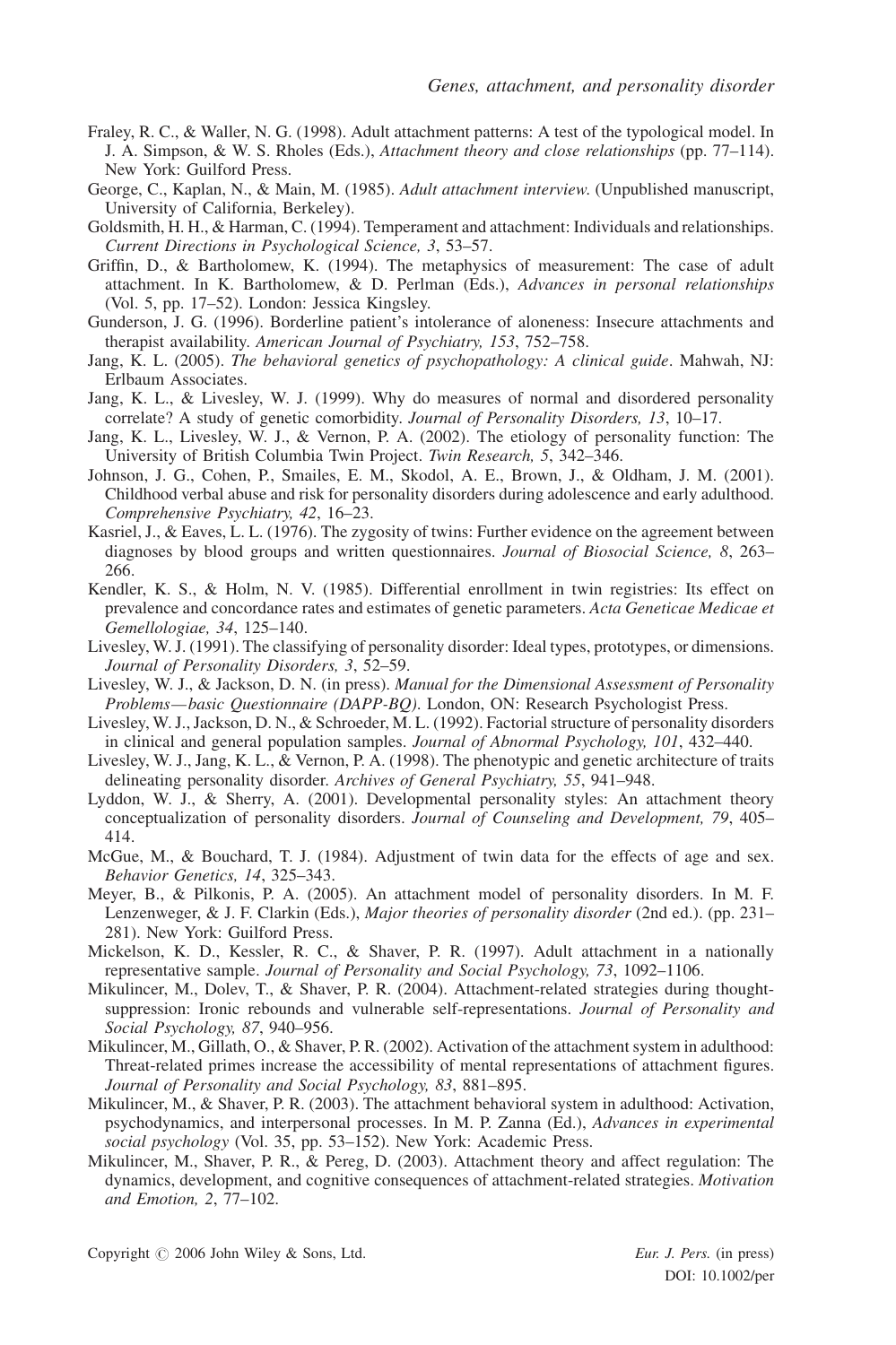Fraley, R. C., & Waller, N. G. (1998). Adult attachment patterns: A test of the typological model. In J. A. Simpson, & W. S. Rholes (Eds.), *Attachment theory and close relationships* (pp. 77–114). New York: Guilford Press.

George, C., Kaplan, N., & Main, M. (1985). *Adult attachment interview*. (Unpublished manuscript, University of California, Berkeley).

Goldsmith, H. H., & Harman, C. (1994). Temperament and attachment: Individuals and relationships. *Current Directions in Psychological Science, 3*, 53–57.

Griffin, D., & Bartholomew, K. (1994). The metaphysics of measurement: The case of adult attachment. In K. Bartholomew, & D. Perlman (Eds.), *Advances in personal relationships* (Vol. 5, pp. 17–52). London: Jessica Kingsley.

Gunderson, J. G. (1996). Borderline patient's intolerance of aloneness: Insecure attachments and therapist availability. *American Journal of Psychiatry, 153*, 752–758.

Jang, K. L. (2005). *The behavioral genetics of psychopathology: A clinical guide*. Mahwah, NJ: Erlbaum Associates.

Jang, K. L., & Livesley, W. J. (1999). Why do measures of normal and disordered personality correlate? A study of genetic comorbidity. *Journal of Personality Disorders, 13*, 10–17.

Jang, K. L., Livesley, W. J., & Vernon, P. A. (2002). The etiology of personality function: The University of British Columbia Twin Project. *Twin Research, 5*, 342–346.

Johnson, J. G., Cohen, P., Smailes, E. M., Skodol, A. E., Brown, J., & Oldham, J. M. (2001). Childhood verbal abuse and risk for personality disorders during adolescence and early adulthood. *Comprehensive Psychiatry, 42*, 16–23.

Kasriel, J., & Eaves, L. L. (1976). The zygosity of twins: Further evidence on the agreement between diagnoses by blood groups and written questionnaires. *Journal of Biosocial Science, 8*, 263–266.

Kendler, K. S., & Holm, N. V. (1985). Differential enrollment in twin registries: Its effect on prevalence and concordance rates and estimates of genetic parameters. *Acta Geneticae Medicae et Gemellologiae, 34*, 125–140.

Livesley, W. J. (1991). The classifying of personality disorder: Ideal types, prototypes, or dimensions. *Journal of Personality Disorders, 3*, 52–59.

Livesley, W. J., & Jackson, D. N. (in press). *Manual for the Dimensional Assessment of Personality Problems—basic Questionnaire (DAPP-BQ)*. London, ON: Research Psychologist Press.

Livesley, W. J., Jackson, D. N., & Schroeder, M. L. (1992). Factorial structure of personality disorders in clinical and general population samples. *Journal of Abnormal Psychology, 101*, 432–440.

Livesley, W. J., Jang, K. L., & Vernon, P. A. (1998). The phenotypic and genetic architecture of traits delineating personality disorder. *Archives of General Psychiatry, 55*, 941–948.

Lyddon, W. J., & Sherry, A. (2001). Developmental personality styles: An attachment theory conceptualization of personality disorders. *Journal of Counseling and Development, 79*, 405–414.

McGue, M., & Bouchard, T. J. (1984). Adjustment of twin data for the effects of age and sex. *Behavior Genetics, 14*, 325–343.

Meyer, B., & Pilkonis, P. A. (2005). An attachment model of personality disorders. In M. F. Lenzenweger, & J. F. Clarkin (Eds.), *Major theories of personality disorder* (2nd ed.). (pp. 231–281). New York: Guilford Press.

Mickelson, K. D., Kessler, R. C., & Shaver, P. R. (1997). Adult attachment in a nationally representative sample. *Journal of Personality and Social Psychology, 73*, 1092–1106.

Mikulincer, M., Dolev, T., & Shaver, P. R. (2004). Attachment-related strategies during thought-suppression: Ironic rebounds and vulnerable self-representations. *Journal of Personality and Social Psychology, 87*, 940–956.

Mikulincer, M., Gillath, O., & Shaver, P. R. (2002). Activation of the attachment system in adulthood: Threat-related primes increase the accessibility of mental representations of attachment figures. *Journal of Personality and Social Psychology, 83*, 881–895.

Mikulincer, M., & Shaver, P. R. (2003). The attachment behavioral system in adulthood: Activation, psychodynamics, and interpersonal processes. In M. P. Zanna (Ed.), *Advances in experimental social psychology* (Vol. 35, pp. 53–152). New York: Academic Press.

Mikulincer, M., Shaver, P. R., & Pereg, D. (2003). Attachment theory and affect regulation: The dynamics, development, and cognitive consequences of attachment-related strategies. *Motivation and Emotion, 2*, 77–102.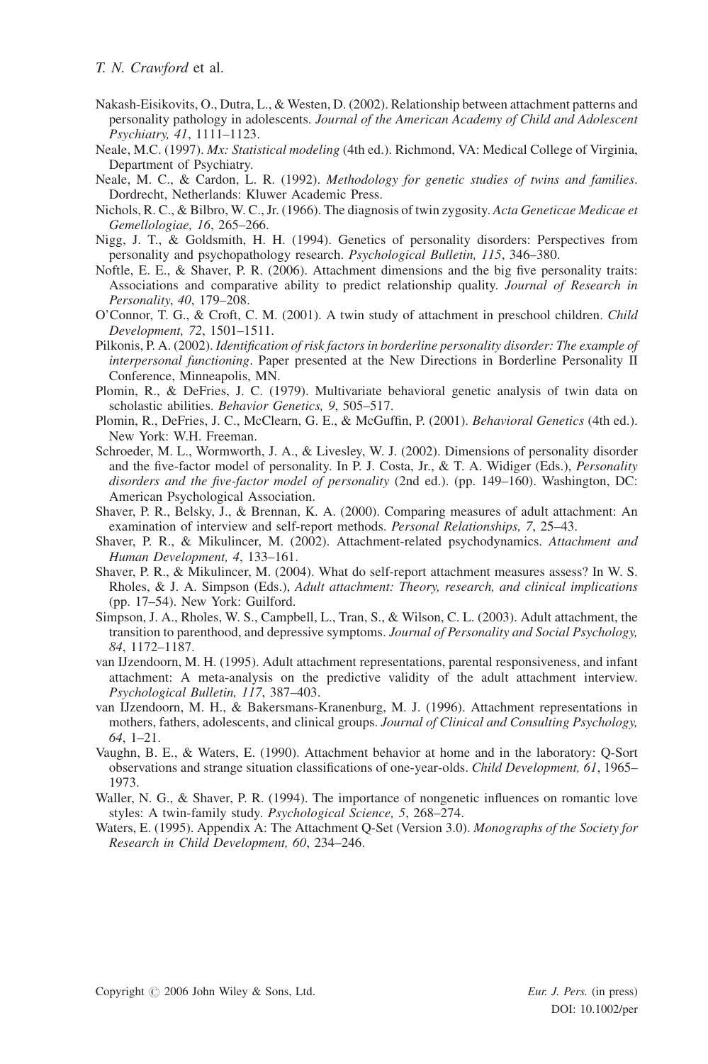Nakash-Eisikovits, O., Dutra, L., & Westen, D. (2002). Relationship between attachment patterns and personality pathology in adolescents. *Journal of the American Academy of Child and Adolescent Psychiatry, 41*, 1111–1123.

Neale, M.C. (1997). *Mx: Statistical modeling* (4th ed.). Richmond, VA: Medical College of Virginia, Department of Psychiatry.

Neale, M. C., & Cardon, L. R. (1992). *Methodology for genetic studies of twins and families*. Dordrecht, Netherlands: Kluwer Academic Press.

Nichols, R. C., & Bilbro, W. C., Jr. (1966). The diagnosis of twin zygosity. *Acta Geneticae Medicae et Gemellologiae, 16*, 265–266.

Nigg, J. T., & Goldsmith, H. H. (1994). Genetics of personality disorders: Perspectives from personality and psychopathology research. *Psychological Bulletin, 115*, 346–380.

Noftle, E. E., & Shaver, P. R. (2006). Attachment dimensions and the big five personality traits: Associations and comparative ability to predict relationship quality. *Journal of Research in Personality*, *40*, 179–208.

O'Connor, T. G., & Croft, C. M. (2001). A twin study of attachment in preschool children. *Child Development, 72*, 1501–1511.

Pilkonis, P. A. (2002). *Identification of risk factors in borderline personality disorder: The example of interpersonal functioning*. Paper presented at the New Directions in Borderline Personality II Conference, Minneapolis, MN.

Plomin, R., & DeFries, J. C. (1979). Multivariate behavioral genetic analysis of twin data on scholastic abilities. *Behavior Genetics, 9*, 505–517.

Plomin, R., DeFries, J. C., McClearn, G. E., & McGuffin, P. (2001). *Behavioral Genetics* (4th ed.). New York: W.H. Freeman.

Schroeder, M. L., Wormworth, J. A., & Livesley, W. J. (2002). Dimensions of personality disorder and the five-factor model of personality. In P. J. Costa, Jr., & T. A. Widiger (Eds.), *Personality disorders and the five-factor model of personality* (2nd ed.). (pp. 149–160). Washington, DC: American Psychological Association.

Shaver, P. R., Belsky, J., & Brennan, K. A. (2000). Comparing measures of adult attachment: An examination of interview and self-report methods. *Personal Relationships, 7*, 25–43.

Shaver, P. R., & Mikulincer, M. (2002). Attachment-related psychodynamics. *Attachment and Human Development, 4*, 133–161.

Shaver, P. R., & Mikulincer, M. (2004). What do self-report attachment measures assess? In W. S. Rholes, & J. A. Simpson (Eds.), *Adult attachment: Theory, research, and clinical implications* (pp. 17–54). New York: Guilford.

Simpson, J. A., Rholes, W. S., Campbell, L., Tran, S., & Wilson, C. L. (2003). Adult attachment, the transition to parenthood, and depressive symptoms. *Journal of Personality and Social Psychology, 84*, 1172–1187.

van IJzendoorn, M. H. (1995). Adult attachment representations, parental responsiveness, and infant attachment: A meta-analysis on the predictive validity of the adult attachment interview. *Psychological Bulletin, 117*, 387–403.

van IJzendoorn, M. H., & Bakersmans-Kranenburg, M. J. (1996). Attachment representations in mothers, fathers, adolescents, and clinical groups. *Journal of Clinical and Consulting Psychology, 64*, 1–21.

Vaughn, B. E., & Waters, E. (1990). Attachment behavior at home and in the laboratory: Q-Sort observations and strange situation classifications of one-year-olds. *Child Development, 61*, 1965–1973.

Waller, N. G., & Shaver, P. R. (1994). The importance of nongenetic influences on romantic love styles: A twin-family study. *Psychological Science, 5*, 268–274.

Waters, E. (1995). Appendix A: The Attachment Q-Set (Version 3.0). *Monographs of the Society for Research in Child Development, 60*, 234–246.